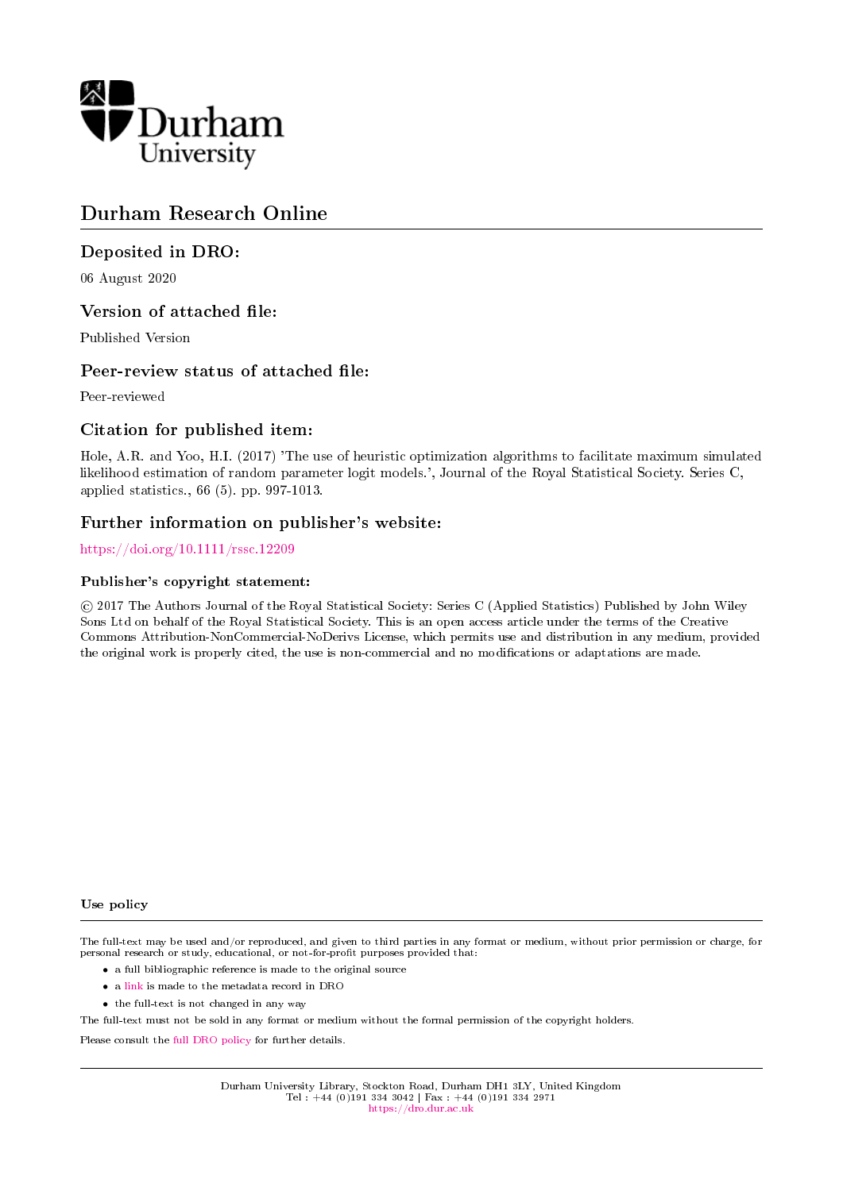Durham University

# Durham Research Online

## Deposited in DRO:

06 August 2020

## Version of attached file:

Published Version

## Peer-review status of attached file:

Peer-reviewed

## Citation for published item:

Hole, A.R. and Yoo, H.I. (2017) 'The use of heuristic optimization algorithms to facilitate maximum simulated likelihood estimation of random parameter logit models.', Journal of the Royal Statistical Society. Series C, applied statistics., 66 (5). pp. 997-1013.

## Further information on publisher's website:

https://doi.org/10.1111/rssc.12209

### Publisher's copyright statement:

© 2017 The Authors Journal of the Royal Statistical Society: Series C (Applied Statistics) Published by John Wiley Sons Ltd on behalf of the Royal Statistical Society. This is an open access article under the terms of the Creative Commons Attribution-NonCommercial-NoDerivs License, which permits use and distribution in any medium, provided the original work is properly cited, the use is non-commercial and no modifications or adaptations are made.

### Use policy

The full-text may be used and/or reproduced, and given to third parties in any format or medium, without prior permission or charge, for personal research or study, educational, or not-for-profit purposes provided that:

- a full bibliographic reference is made to the original source
- a link is made to the metadata record in DRO
- the full-text is not changed in any way

The full-text must not be sold in any format or medium without the formal permission of the copyright holders.

Please consult the full DRO policy for further details.

Durham University Library, Stockton Road, Durham DH1 3LY, United Kingdom
Tel : +44 (0)191 334 3042 | Fax : +44 (0)191 334 2971
https://dro.dur.ac.uk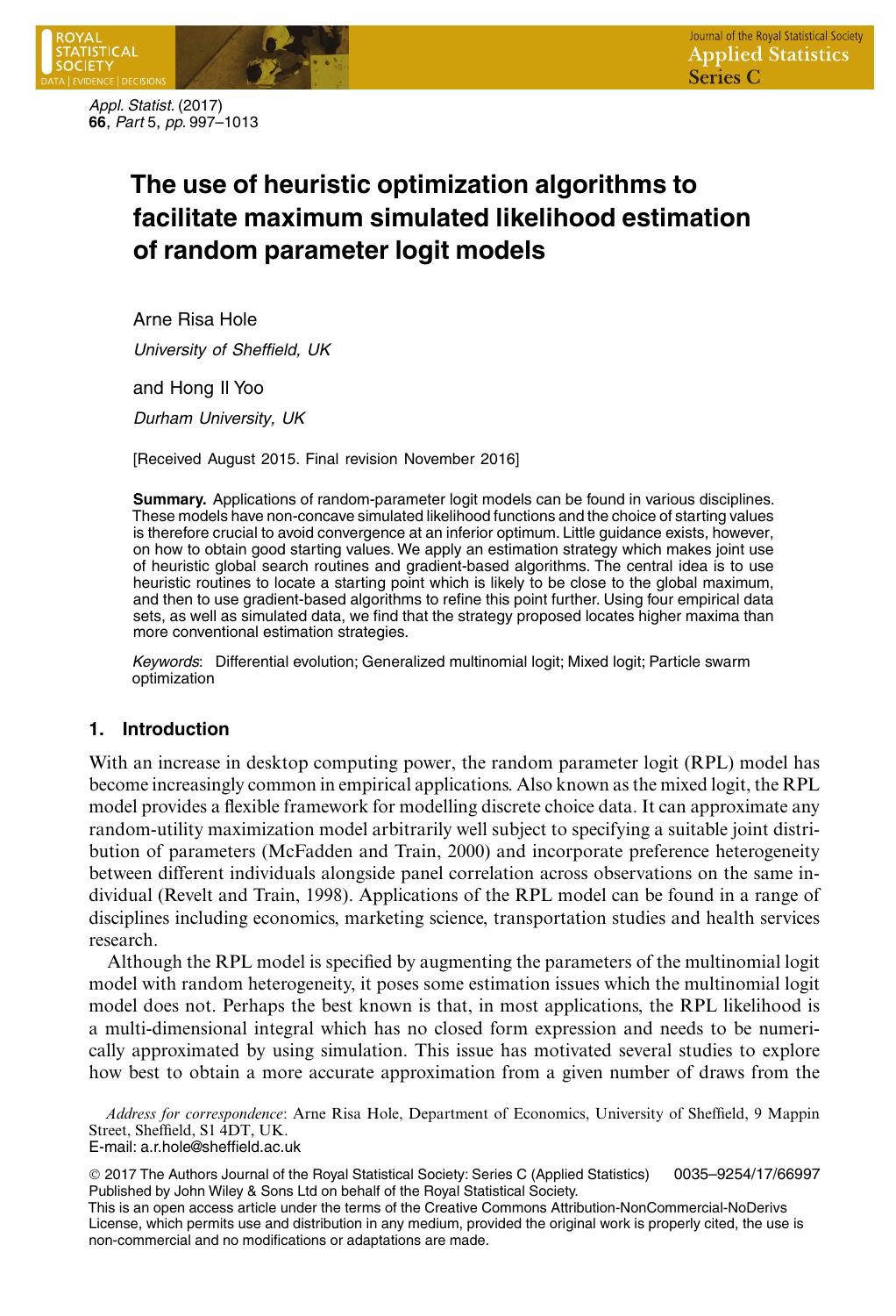Journal of the Royal Statistical Society
**Applied Statistics**
**Series C**

# The use of heuristic optimization algorithms to facilitate maximum simulated likelihood estimation of random parameter logit models

Arne Risa Hole

*University of Sheffield, UK*

and Hong Il Yoo

*Durham University, UK*

[Received August 2015. Final revision November 2016]

**Summary.** Applications of random-parameter logit models can be found in various disciplines. These models have non-concave simulated likelihood functions and the choice of starting values is therefore crucial to avoid convergence at an inferior optimum. Little guidance exists, however, on how to obtain good starting values. We apply an estimation strategy which makes joint use of heuristic global search routines and gradient-based algorithms. The central idea is to use heuristic routines to locate a starting point which is likely to be close to the global maximum, and then to use gradient-based algorithms to refine this point further. Using four empirical data sets, as well as simulated data, we find that the strategy proposed locates higher maxima than more conventional estimation strategies.

*Keywords*: Differential evolution; Generalized multinomial logit; Mixed logit; Particle swarm optimization

## 1. Introduction

With an increase in desktop computing power, the random parameter logit (RPL) model has become increasingly common in empirical applications. Also known as the mixed logit, the RPL model provides a flexible framework for modelling discrete choice data. It can approximate any random-utility maximization model arbitrarily well subject to specifying a suitable joint distribution of parameters (McFadden and Train, 2000) and incorporate preference heterogeneity between different individuals alongside panel correlation across observations on the same individual (Revelt and Train, 1998). Applications of the RPL model can be found in a range of disciplines including economics, marketing science, transportation studies and health services research.

Although the RPL model is specified by augmenting the parameters of the multinomial logit model with random heterogeneity, it poses some estimation issues which the multinomial logit model does not. Perhaps the best known is that, in most applications, the RPL likelihood is a multi-dimensional integral which has no closed form expression and needs to be numerically approximated by using simulation. This issue has motivated several studies to explore how best to obtain a more accurate approximation from a given number of draws from the

*Address for correspondence*: Arne Risa Hole, Department of Economics, University of Sheffield, 9 Mappin Street, Sheffield, S1 4DT, UK.
E-mail: a.r.hole@sheffield.ac.uk

© 2017 The Authors Journal of the Royal Statistical Society: Series C (Applied Statistics) 0035–9254/17/66997
Published by John Wiley & Sons Ltd on behalf of the Royal Statistical Society.
This is an open access article under the terms of the Creative Commons Attribution-NonCommercial-NoDerivs License, which permits use and distribution in any medium, provided the original work is properly cited, the use is non-commercial and no modifications or adaptations are made.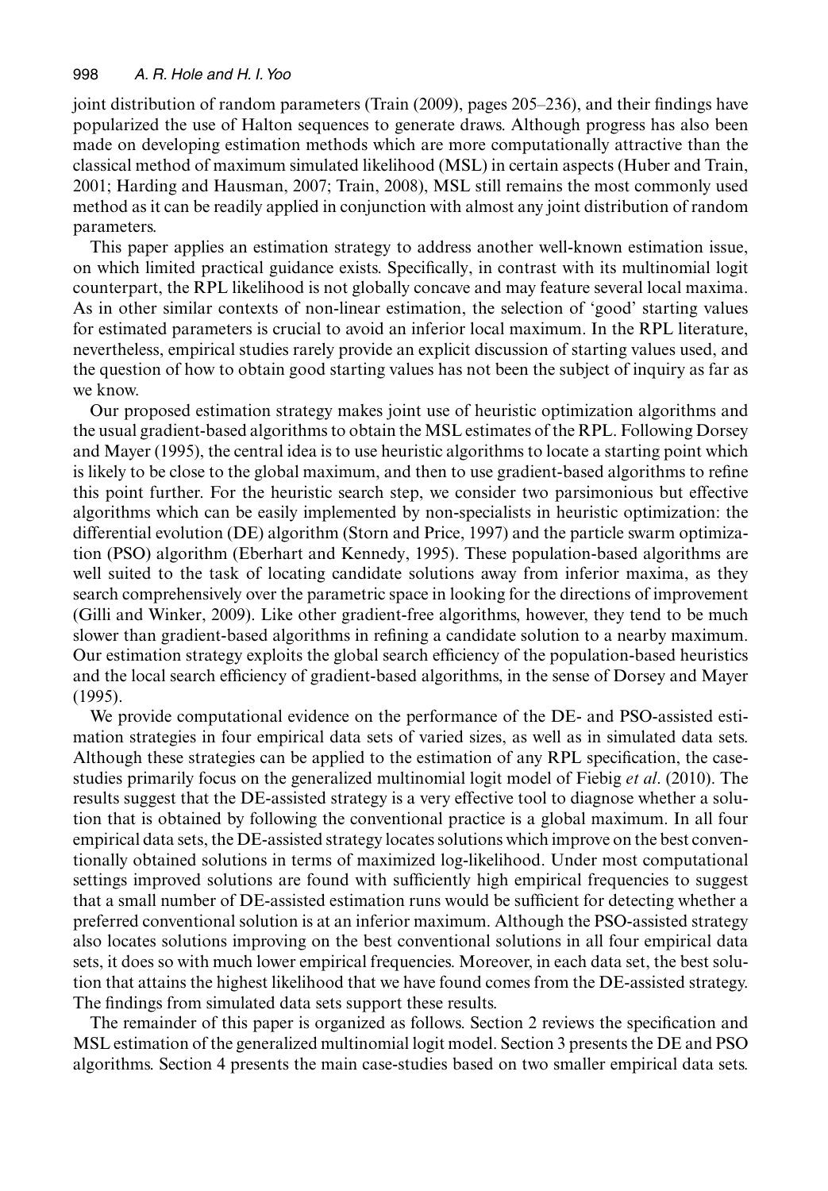joint distribution of random parameters (Train (2009), pages 205–236), and their findings have popularized the use of Halton sequences to generate draws. Although progress has also been made on developing estimation methods which are more computationally attractive than the classical method of maximum simulated likelihood (MSL) in certain aspects (Huber and Train, 2001; Harding and Hausman, 2007; Train, 2008), MSL still remains the most commonly used method as it can be readily applied in conjunction with almost any joint distribution of random parameters.

This paper applies an estimation strategy to address another well-known estimation issue, on which limited practical guidance exists. Specifically, in contrast with its multinomial logit counterpart, the RPL likelihood is not globally concave and may feature several local maxima. As in other similar contexts of non-linear estimation, the selection of 'good' starting values for estimated parameters is crucial to avoid an inferior local maximum. In the RPL literature, nevertheless, empirical studies rarely provide an explicit discussion of starting values used, and the question of how to obtain good starting values has not been the subject of inquiry as far as we know.

Our proposed estimation strategy makes joint use of heuristic optimization algorithms and the usual gradient-based algorithms to obtain the MSL estimates of the RPL. Following Dorsey and Mayer (1995), the central idea is to use heuristic algorithms to locate a starting point which is likely to be close to the global maximum, and then to use gradient-based algorithms to refine this point further. For the heuristic search step, we consider two parsimonious but effective algorithms which can be easily implemented by non-specialists in heuristic optimization: the differential evolution (DE) algorithm (Storn and Price, 1997) and the particle swarm optimization (PSO) algorithm (Eberhart and Kennedy, 1995). These population-based algorithms are well suited to the task of locating candidate solutions away from inferior maxima, as they search comprehensively over the parametric space in looking for the directions of improvement (Gilli and Winker, 2009). Like other gradient-free algorithms, however, they tend to be much slower than gradient-based algorithms in refining a candidate solution to a nearby maximum. Our estimation strategy exploits the global search efficiency of the population-based heuristics and the local search efficiency of gradient-based algorithms, in the sense of Dorsey and Mayer (1995).

We provide computational evidence on the performance of the DE- and PSO-assisted estimation strategies in four empirical data sets of varied sizes, as well as in simulated data sets. Although these strategies can be applied to the estimation of any RPL specification, the case-studies primarily focus on the generalized multinomial logit model of Fiebig *et al*. (2010). The results suggest that the DE-assisted strategy is a very effective tool to diagnose whether a solution that is obtained by following the conventional practice is a global maximum. In all four empirical data sets, the DE-assisted strategy locates solutions which improve on the best conventionally obtained solutions in terms of maximized log-likelihood. Under most computational settings improved solutions are found with sufficiently high empirical frequencies to suggest that a small number of DE-assisted estimation runs would be sufficient for detecting whether a preferred conventional solution is at an inferior maximum. Although the PSO-assisted strategy also locates solutions improving on the best conventional solutions in all four empirical data sets, it does so with much lower empirical frequencies. Moreover, in each data set, the best solution that attains the highest likelihood that we have found comes from the DE-assisted strategy. The findings from simulated data sets support these results.

The remainder of this paper is organized as follows. Section 2 reviews the specification and MSL estimation of the generalized multinomial logit model. Section 3 presents the DE and PSO algorithms. Section 4 presents the main case-studies based on two smaller empirical data sets.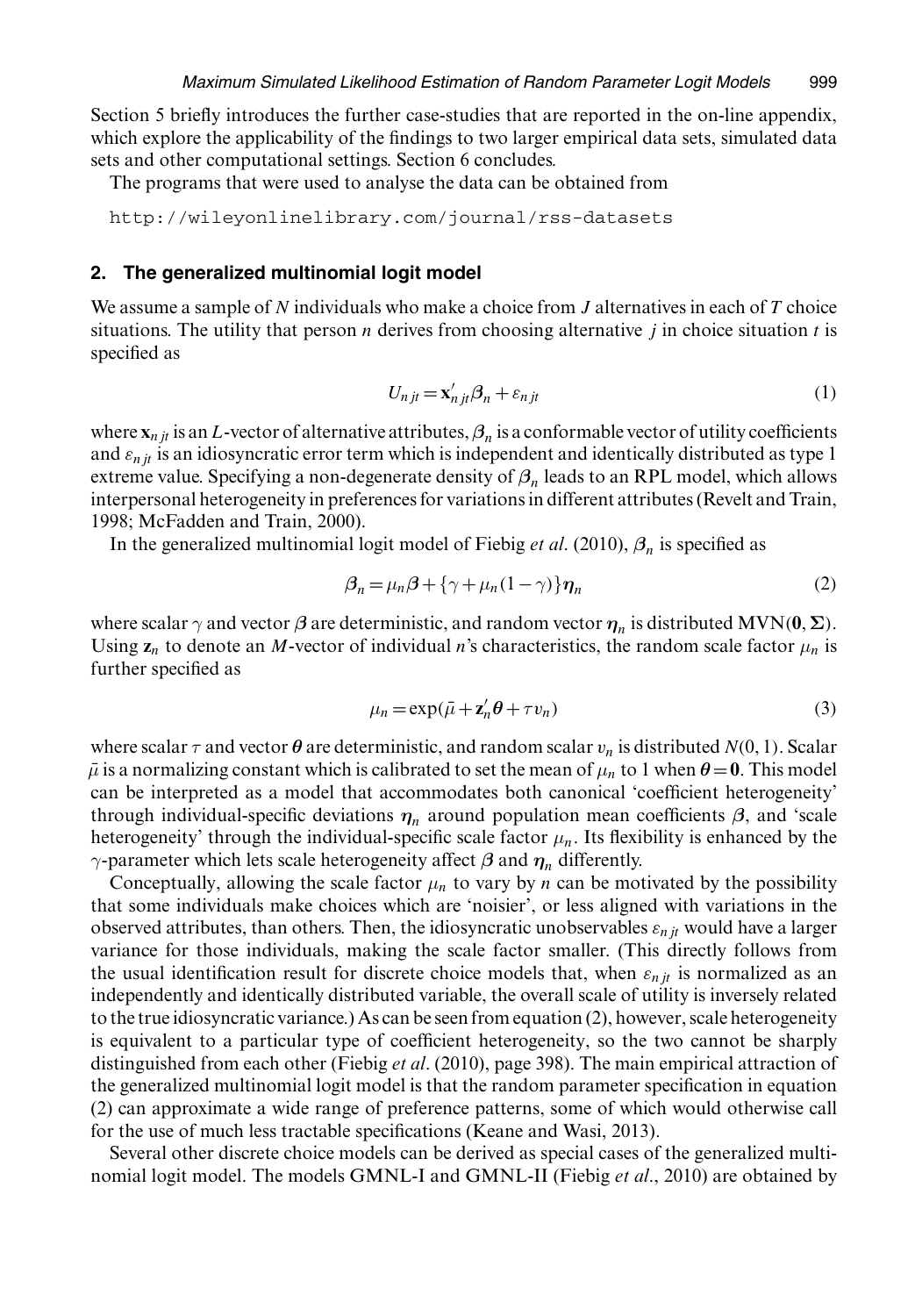Section 5 briefly introduces the further case-studies that are reported in the on-line appendix, which explore the applicability of the findings to two larger empirical data sets, simulated data sets and other computational settings. Section 6 concludes.

The programs that were used to analyse the data can be obtained from

```
http://wileyonlinelibrary.com/journal/rss-datasets
```

## 2. The generalized multinomial logit model

We assume a sample of $N$ individuals who make a choice from $J$ alternatives in each of $T$ choice situations. The utility that person $n$ derives from choosing alternative $j$ in choice situation $t$ is specified as

$$U_{njt} = \mathbf{x}'_{njt}\boldsymbol{\beta}_n + \varepsilon_{njt} \tag{1}$$

where $\mathbf{x}_{njt}$ is an $L$-vector of alternative attributes, $\boldsymbol{\beta}_n$ is a conformable vector of utility coefficients and $\varepsilon_{njt}$ is an idiosyncratic error term which is independent and identically distributed as type 1 extreme value. Specifying a non-degenerate density of $\boldsymbol{\beta}_n$ leads to an RPL model, which allows interpersonal heterogeneity in preferences for variations in different attributes (Revelt and Train, 1998; McFadden and Train, 2000).

In the generalized multinomial logit model of Fiebig *et al*. (2010), $\boldsymbol{\beta}_n$ is specified as

$$\boldsymbol{\beta}_n = \mu_n\boldsymbol{\beta} + \{\gamma + \mu_n(1-\gamma)\}\boldsymbol{\eta}_n \tag{2}$$

where scalar $\gamma$ and vector $\boldsymbol{\beta}$ are deterministic, and random vector $\boldsymbol{\eta}_n$ is distributed $\text{MVN}(\mathbf{0}, \boldsymbol{\Sigma})$. Using $\mathbf{z}_n$ to denote an $M$-vector of individual $n$'s characteristics, the random scale factor $\mu_n$ is further specified as

$$\mu_n = \exp(\bar{\mu} + \mathbf{z}'_n\boldsymbol{\theta} + \tau v_n) \tag{3}$$

where scalar $\tau$ and vector $\boldsymbol{\theta}$ are deterministic, and random scalar $v_n$ is distributed $N(0, 1)$. Scalar $\bar{\mu}$ is a normalizing constant which is calibrated to set the mean of $\mu_n$ to 1 when $\boldsymbol{\theta} = \mathbf{0}$. This model can be interpreted as a model that accommodates both canonical 'coefficient heterogeneity' through individual-specific deviations $\boldsymbol{\eta}_n$ around population mean coefficients $\boldsymbol{\beta}$, and 'scale heterogeneity' through the individual-specific scale factor $\mu_n$. Its flexibility is enhanced by the $\gamma$-parameter which lets scale heterogeneity affect $\boldsymbol{\beta}$ and $\boldsymbol{\eta}_n$ differently.

Conceptually, allowing the scale factor $\mu_n$ to vary by $n$ can be motivated by the possibility that some individuals make choices which are 'noisier', or less aligned with variations in the observed attributes, than others. Then, the idiosyncratic unobservables $\varepsilon_{njt}$ would have a larger variance for those individuals, making the scale factor smaller. (This directly follows from the usual identification result for discrete choice models that, when $\varepsilon_{njt}$ is normalized as an independently and identically distributed variable, the overall scale of utility is inversely related to the true idiosyncratic variance.) As can be seen from equation (2), however, scale heterogeneity is equivalent to a particular type of coefficient heterogeneity, so the two cannot be sharply distinguished from each other (Fiebig *et al*. (2010), page 398). The main empirical attraction of the generalized multinomial logit model is that the random parameter specification in equation (2) can approximate a wide range of preference patterns, some of which would otherwise call for the use of much less tractable specifications (Keane and Wasi, 2013).

Several other discrete choice models can be derived as special cases of the generalized multinomial logit model. The models GMNL-I and GMNL-II (Fiebig *et al*., 2010) are obtained by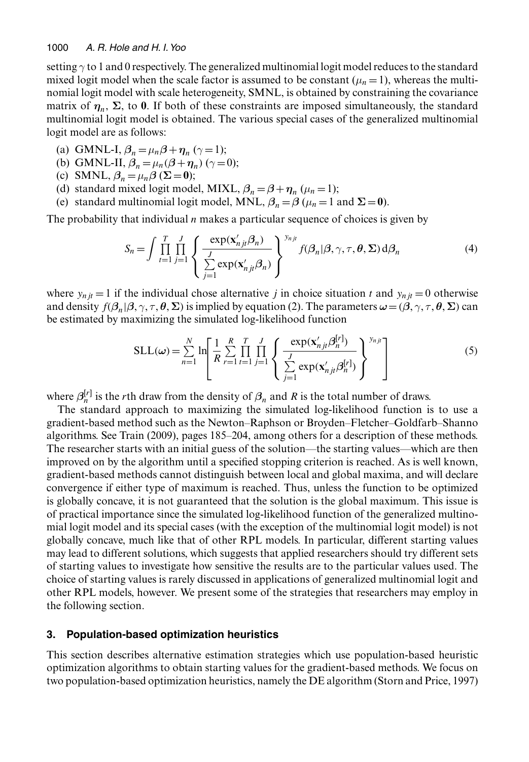setting $\gamma$ to 1 and 0 respectively. The generalized multinomial logit model reduces to the standard mixed logit model when the scale factor is assumed to be constant ($\mu_n = 1$), whereas the multinomial logit model with scale heterogeneity, SMNL, is obtained by constraining the covariance matrix of $\boldsymbol{\eta}_n$, $\boldsymbol{\Sigma}$, to $\mathbf{0}$. If both of these constraints are imposed simultaneously, the standard multinomial logit model is obtained. The various special cases of the generalized multinomial logit model are as follows:

(a) GMNL-I, $\boldsymbol{\beta}_n = \mu_n \boldsymbol{\beta} + \boldsymbol{\eta}_n$ ($\gamma = 1$);
(b) GMNL-II, $\boldsymbol{\beta}_n = \mu_n (\boldsymbol{\beta} + \boldsymbol{\eta}_n)$ ($\gamma = 0$);
(c) SMNL, $\boldsymbol{\beta}_n = \mu_n \boldsymbol{\beta}$ ($\boldsymbol{\Sigma} = \mathbf{0}$);
(d) standard mixed logit model, MIXL, $\boldsymbol{\beta}_n = \boldsymbol{\beta} + \boldsymbol{\eta}_n$ ($\mu_n = 1$);
(e) standard multinomial logit model, MNL, $\boldsymbol{\beta}_n = \boldsymbol{\beta}$ ($\mu_n = 1$ and $\boldsymbol{\Sigma} = \mathbf{0}$).

The probability that individual $n$ makes a particular sequence of choices is given by

$$S_n = \int \prod_{t=1}^{T} \prod_{j=1}^{J} \left\{ \frac{\exp(\mathbf{x}'_{njt} \boldsymbol{\beta}_n)}{\sum_{j=1}^{J} \exp(\mathbf{x}'_{njt} \boldsymbol{\beta}_n)} \right\}^{y_{njt}} f(\boldsymbol{\beta}_n | \boldsymbol{\beta}, \gamma, \tau, \boldsymbol{\theta}, \boldsymbol{\Sigma}) \, \mathrm{d}\boldsymbol{\beta}_n \tag{4}$$

where $y_{njt} = 1$ if the individual chose alternative $j$ in choice situation $t$ and $y_{njt} = 0$ otherwise and density $f(\boldsymbol{\beta}_n | \boldsymbol{\beta}, \gamma, \tau, \boldsymbol{\theta}, \boldsymbol{\Sigma})$ is implied by equation (2). The parameters $\boldsymbol{\omega} = (\boldsymbol{\beta}, \gamma, \tau, \boldsymbol{\theta}, \boldsymbol{\Sigma})$ can be estimated by maximizing the simulated log-likelihood function

$$\mathrm{SLL}(\boldsymbol{\omega}) = \sum_{n=1}^{N} \ln \left[ \frac{1}{R} \sum_{r=1}^{R} \prod_{t=1}^{T} \prod_{j=1}^{J} \left\{ \frac{\exp(\mathbf{x}'_{njt} \boldsymbol{\beta}_n^{[r]})}{\sum_{j=1}^{J} \exp(\mathbf{x}'_{njt} \boldsymbol{\beta}_n^{[r]})} \right\}^{y_{njt}} \right] \tag{5}$$

where $\boldsymbol{\beta}_n^{[r]}$ is the $r$th draw from the density of $\boldsymbol{\beta}_n$ and $R$ is the total number of draws.

The standard approach to maximizing the simulated log-likelihood function is to use a gradient-based method such as the Newton–Raphson or Broyden–Fletcher–Goldfarb–Shanno algorithms. See Train (2009), pages 185–204, among others for a description of these methods. The researcher starts with an initial guess of the solution—the starting values—which are then improved on by the algorithm until a specified stopping criterion is reached. As is well known, gradient-based methods cannot distinguish between local and global maxima, and will declare convergence if either type of maximum is reached. Thus, unless the function to be optimized is globally concave, it is not guaranteed that the solution is the global maximum. This issue is of practical importance since the simulated log-likelihood function of the generalized multinomial logit model and its special cases (with the exception of the multinomial logit model) is not globally concave, much like that of other RPL models. In particular, different starting values may lead to different solutions, which suggests that applied researchers should try different sets of starting values to investigate how sensitive the results are to the particular values used. The choice of starting values is rarely discussed in applications of generalized multinomial logit and other RPL models, however. We present some of the strategies that researchers may employ in the following section.

## 3. Population-based optimization heuristics

This section describes alternative estimation strategies which use population-based heuristic optimization algorithms to obtain starting values for the gradient-based methods. We focus on two population-based optimization heuristics, namely the DE algorithm (Storn and Price, 1997)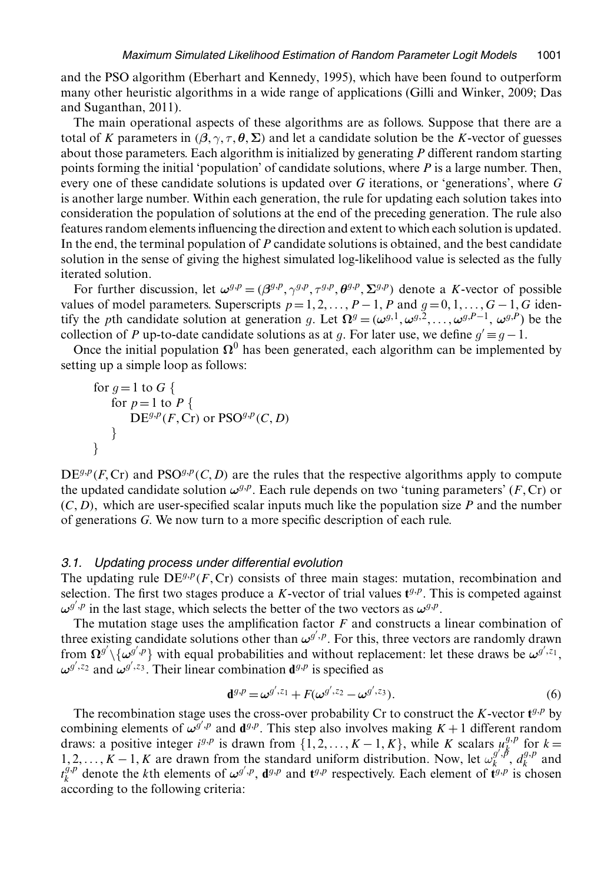and the PSO algorithm (Eberhart and Kennedy, 1995), which have been found to outperform many other heuristic algorithms in a wide range of applications (Gilli and Winker, 2009; Das and Suganthan, 2011).

The main operational aspects of these algorithms are as follows. Suppose that there are a total of $K$ parameters in $(\boldsymbol{\beta}, \gamma, \tau, \boldsymbol{\theta}, \boldsymbol{\Sigma})$ and let a candidate solution be the $K$-vector of guesses about those parameters. Each algorithm is initialized by generating $P$ different random starting points forming the initial 'population' of candidate solutions, where $P$ is a large number. Then, every one of these candidate solutions is updated over $G$ iterations, or 'generations', where $G$ is another large number. Within each generation, the rule for updating each solution takes into consideration the population of solutions at the end of the preceding generation. The rule also features random elements influencing the direction and extent to which each solution is updated. In the end, the terminal population of $P$ candidate solutions is obtained, and the best candidate solution in the sense of giving the highest simulated log-likelihood value is selected as the fully iterated solution.

For further discussion, let $\boldsymbol{\omega}^{g,p} = (\boldsymbol{\beta}^{g,p}, \gamma^{g,p}, \tau^{g,p}, \boldsymbol{\theta}^{g,p}, \boldsymbol{\Sigma}^{g,p})$ denote a $K$-vector of possible values of model parameters. Superscripts $p = 1, 2, \ldots, P-1, P$ and $g = 0, 1, \ldots, G-1, G$ identify the $p$th candidate solution at generation $g$. Let $\boldsymbol{\Omega}^g = (\boldsymbol{\omega}^{g,1}, \boldsymbol{\omega}^{g,2}, \ldots, \boldsymbol{\omega}^{g,P-1}, \boldsymbol{\omega}^{g,P})$ be the collection of $P$ up-to-date candidate solutions as at $g$. For later use, we define $g' \equiv g - 1$.

Once the initial population $\boldsymbol{\Omega}^0$ has been generated, each algorithm can be implemented by setting up a simple loop as follows:

```
for g = 1 to G {
    for p = 1 to P {
        DE^{g,p}(F, Cr) or PSO^{g,p}(C, D)
    }
}
```

$\mathrm{DE}^{g,p}(F, \mathrm{Cr})$ and $\mathrm{PSO}^{g,p}(C, D)$ are the rules that the respective algorithms apply to compute the updated candidate solution $\boldsymbol{\omega}^{g,p}$. Each rule depends on two 'tuning parameters' $(F, \mathrm{Cr})$ or $(C, D)$, which are user-specified scalar inputs much like the population size $P$ and the number of generations $G$. We now turn to a more specific description of each rule.

### *3.1. Updating process under differential evolution*

The updating rule $\mathrm{DE}^{g,p}(F, \mathrm{Cr})$ consists of three main stages: mutation, recombination and selection. The first two stages produce a $K$-vector of trial values $\mathbf{t}^{g,p}$. This is competed against $\boldsymbol{\omega}^{g',p}$ in the last stage, which selects the better of the two vectors as $\boldsymbol{\omega}^{g,p}$.

The mutation stage uses the amplification factor $F$ and constructs a linear combination of three existing candidate solutions other than $\boldsymbol{\omega}^{g',p}$. For this, three vectors are randomly drawn from $\boldsymbol{\Omega}^{g'} \backslash \{\boldsymbol{\omega}^{g',p}\}$ with equal probabilities and without replacement: let these draws be $\boldsymbol{\omega}^{g',z_1}$, $\boldsymbol{\omega}^{g',z_2}$ and $\boldsymbol{\omega}^{g',z_3}$. Their linear combination $\mathbf{d}^{g,p}$ is specified as

$$\mathbf{d}^{g,p} = \boldsymbol{\omega}^{g',z_1} + F(\boldsymbol{\omega}^{g',z_2} - \boldsymbol{\omega}^{g',z_3}). \tag{6}$$

The recombination stage uses the cross-over probability Cr to construct the $K$-vector $\mathbf{t}^{g,p}$ by combining elements of $\boldsymbol{\omega}^{g',p}$ and $\mathbf{d}^{g,p}$. This step also involves making $K+1$ different random draws: a positive integer $i^{g,p}$ is drawn from $\{1, 2, \ldots, K-1, K\}$, while $K$ scalars $u_k^{g,p}$ for $k = 1, 2, \ldots, K-1, K$ are drawn from the standard uniform distribution. Now, let $\omega_k^{g',p}$, $d_k^{g,p}$ and $t_k^{g,p}$ denote the $k$th elements of $\boldsymbol{\omega}^{g',p}$, $\mathbf{d}^{g,p}$ and $\mathbf{t}^{g,p}$ respectively. Each element of $\mathbf{t}^{g,p}$ is chosen according to the following criteria: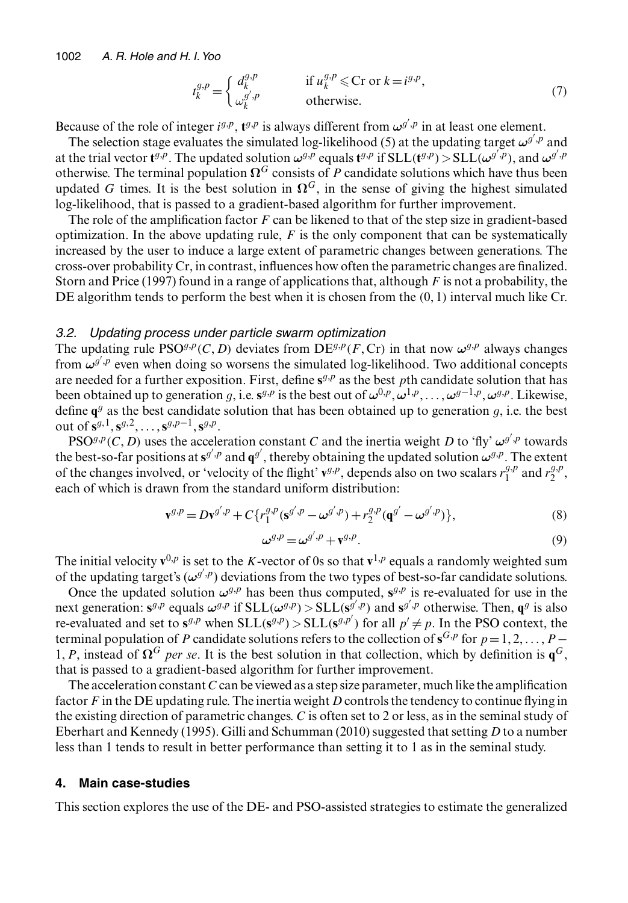$$t_k^{g,p} = \begin{cases} d_k^{g,p} & \text{if } u_k^{g,p} \leqslant \text{Cr or } k = i^{g,p}, \\ \omega_k^{g',p} & \text{otherwise.} \end{cases} \tag{7}$$

Because of the role of integer $i^{g,p}$, $\mathbf{t}^{g,p}$ is always different from $\boldsymbol{\omega}^{g',p}$ in at least one element.

The selection stage evaluates the simulated log-likelihood (5) at the updating target $\boldsymbol{\omega}^{g',p}$ and at the trial vector $\mathbf{t}^{g,p}$. The updated solution $\boldsymbol{\omega}^{g,p}$ equals $\mathbf{t}^{g,p}$ if $\text{SLL}(\mathbf{t}^{g,p}) > \text{SLL}(\boldsymbol{\omega}^{g',p})$, and $\boldsymbol{\omega}^{g',p}$ otherwise. The terminal population $\boldsymbol{\Omega}^G$ consists of $P$ candidate solutions which have thus been updated $G$ times. It is the best solution in $\boldsymbol{\Omega}^G$, in the sense of giving the highest simulated log-likelihood, that is passed to a gradient-based algorithm for further improvement.

The role of the amplification factor $F$ can be likened to that of the step size in gradient-based optimization. In the above updating rule, $F$ is the only component that can be systematically increased by the user to induce a large extent of parametric changes between generations. The cross-over probability Cr, in contrast, influences how often the parametric changes are finalized. Storn and Price (1997) found in a range of applications that, although $F$ is not a probability, the DE algorithm tends to perform the best when it is chosen from the (0, 1) interval much like Cr.

### *3.2. Updating process under particle swarm optimization*

The updating rule $\text{PSO}^{g,p}(C, D)$ deviates from $\text{DE}^{g,p}(F, \text{Cr})$ in that now $\boldsymbol{\omega}^{g,p}$ always changes from $\boldsymbol{\omega}^{g',p}$ even when doing so worsens the simulated log-likelihood. Two additional concepts are needed for a further exposition. First, define $\mathbf{s}^{g,p}$ as the best $p$th candidate solution that has been obtained up to generation $g$, i.e. $\mathbf{s}^{g,p}$ is the best out of $\boldsymbol{\omega}^{0,p}, \boldsymbol{\omega}^{1,p}, \ldots, \boldsymbol{\omega}^{g-1,p}, \boldsymbol{\omega}^{g,p}$. Likewise, define $\mathbf{q}^g$ as the best candidate solution that has been obtained up to generation $g$, i.e. the best out of $\mathbf{s}^{g,1}, \mathbf{s}^{g,2}, \ldots, \mathbf{s}^{g,p-1}, \mathbf{s}^{g,p}$.

$\text{PSO}^{g,p}(C, D)$ uses the acceleration constant $C$ and the inertia weight $D$ to 'fly' $\boldsymbol{\omega}^{g',p}$ towards the best-so-far positions at $\mathbf{s}^{g',p}$ and $\mathbf{q}^{g'}$, thereby obtaining the updated solution $\boldsymbol{\omega}^{g,p}$. The extent of the changes involved, or 'velocity of the flight' $\mathbf{v}^{g,p}$, depends also on two scalars $r_1^{g,p}$ and $r_2^{g,p}$, each of which is drawn from the standard uniform distribution:

$$\mathbf{v}^{g,p} = D\mathbf{v}^{g',p} + C\{r_1^{g,p}(\mathbf{s}^{g',p} - \boldsymbol{\omega}^{g',p}) + r_2^{g,p}(\mathbf{q}^{g'} - \boldsymbol{\omega}^{g',p})\}, \tag{8}$$

$$\boldsymbol{\omega}^{g,p} = \boldsymbol{\omega}^{g',p} + \mathbf{v}^{g,p}. \tag{9}$$

The initial velocity $\mathbf{v}^{0,p}$ is set to the $K$-vector of 0s so that $\mathbf{v}^{1,p}$ equals a randomly weighted sum of the updating target's $(\boldsymbol{\omega}^{g',p})$ deviations from the two types of best-so-far candidate solutions.

Once the updated solution $\boldsymbol{\omega}^{g,p}$ has been thus computed, $\mathbf{s}^{g,p}$ is re-evaluated for use in the next generation: $\mathbf{s}^{g,p}$ equals $\boldsymbol{\omega}^{g,p}$ if $\text{SLL}(\boldsymbol{\omega}^{g,p}) > \text{SLL}(\mathbf{s}^{g',p})$ and $\mathbf{s}^{g',p}$ otherwise. Then, $\mathbf{q}^g$ is also re-evaluated and set to $\mathbf{s}^{g,p}$ when $\text{SLL}(\mathbf{s}^{g,p}) > \text{SLL}(\mathbf{s}^{g,p'})$ for all $p' \neq p$. In the PSO context, the terminal population of $P$ candidate solutions refers to the collection of $\mathbf{s}^{G,p}$ for $p = 1, 2, \ldots, P-1, P$, instead of $\boldsymbol{\Omega}^G$ *per se*. It is the best solution in that collection, which by definition is $\mathbf{q}^G$, that is passed to a gradient-based algorithm for further improvement.

The acceleration constant $C$ can be viewed as a step size parameter, much like the amplification factor $F$ in the DE updating rule. The inertia weight $D$ controls the tendency to continue flying in the existing direction of parametric changes. $C$ is often set to 2 or less, as in the seminal study of Eberhart and Kennedy (1995). Gilli and Schumman (2010) suggested that setting $D$ to a number less than 1 tends to result in better performance than setting it to 1 as in the seminal study.

## 4. Main case-studies

This section explores the use of the DE- and PSO-assisted strategies to estimate the generalized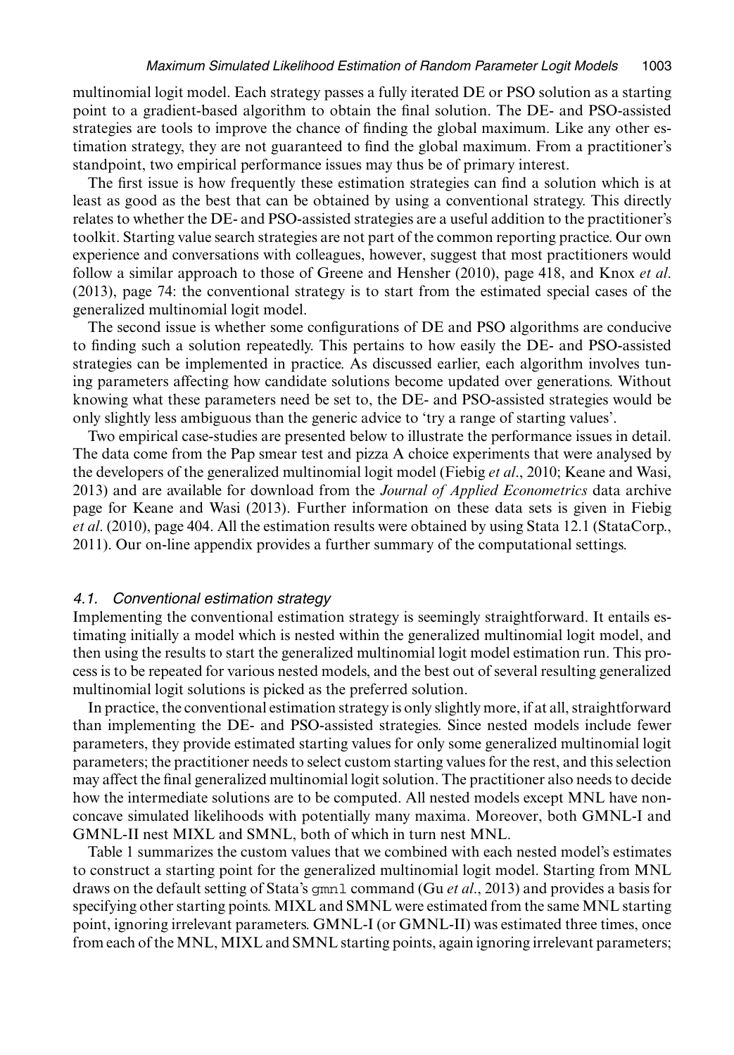multinomial logit model. Each strategy passes a fully iterated DE or PSO solution as a starting point to a gradient-based algorithm to obtain the final solution. The DE- and PSO-assisted strategies are tools to improve the chance of finding the global maximum. Like any other estimation strategy, they are not guaranteed to find the global maximum. From a practitioner's standpoint, two empirical performance issues may thus be of primary interest.

The first issue is how frequently these estimation strategies can find a solution which is at least as good as the best that can be obtained by using a conventional strategy. This directly relates to whether the DE- and PSO-assisted strategies are a useful addition to the practitioner's toolkit. Starting value search strategies are not part of the common reporting practice. Our own experience and conversations with colleagues, however, suggest that most practitioners would follow a similar approach to those of Greene and Hensher (2010), page 418, and Knox *et al*. (2013), page 74: the conventional strategy is to start from the estimated special cases of the generalized multinomial logit model.

The second issue is whether some configurations of DE and PSO algorithms are conducive to finding such a solution repeatedly. This pertains to how easily the DE- and PSO-assisted strategies can be implemented in practice. As discussed earlier, each algorithm involves tuning parameters affecting how candidate solutions become updated over generations. Without knowing what these parameters need be set to, the DE- and PSO-assisted strategies would be only slightly less ambiguous than the generic advice to 'try a range of starting values'.

Two empirical case-studies are presented below to illustrate the performance issues in detail. The data come from the Pap smear test and pizza A choice experiments that were analysed by the developers of the generalized multinomial logit model (Fiebig *et al*., 2010; Keane and Wasi, 2013) and are available for download from the *Journal of Applied Econometrics* data archive page for Keane and Wasi (2013). Further information on these data sets is given in Fiebig *et al*. (2010), page 404. All the estimation results were obtained by using Stata 12.1 (StataCorp., 2011). Our on-line appendix provides a further summary of the computational settings.

### *4.1. Conventional estimation strategy*

Implementing the conventional estimation strategy is seemingly straightforward. It entails estimating initially a model which is nested within the generalized multinomial logit model, and then using the results to start the generalized multinomial logit model estimation run. This process is to be repeated for various nested models, and the best out of several resulting generalized multinomial logit solutions is picked as the preferred solution.

In practice, the conventional estimation strategy is only slightly more, if at all, straightforward than implementing the DE- and PSO-assisted strategies. Since nested models include fewer parameters, they provide estimated starting values for only some generalized multinomial logit parameters; the practitioner needs to select custom starting values for the rest, and this selection may affect the final generalized multinomial logit solution. The practitioner also needs to decide how the intermediate solutions are to be computed. All nested models except MNL have non-concave simulated likelihoods with potentially many maxima. Moreover, both GMNL-I and GMNL-II nest MIXL and SMNL, both of which in turn nest MNL.

Table 1 summarizes the custom values that we combined with each nested model's estimates to construct a starting point for the generalized multinomial logit model. Starting from MNL draws on the default setting of Stata's `gmnl` command (Gu *et al*., 2013) and provides a basis for specifying other starting points. MIXL and SMNL were estimated from the same MNL starting point, ignoring irrelevant parameters. GMNL-I (or GMNL-II) was estimated three times, once from each of the MNL, MIXL and SMNL starting points, again ignoring irrelevant parameters;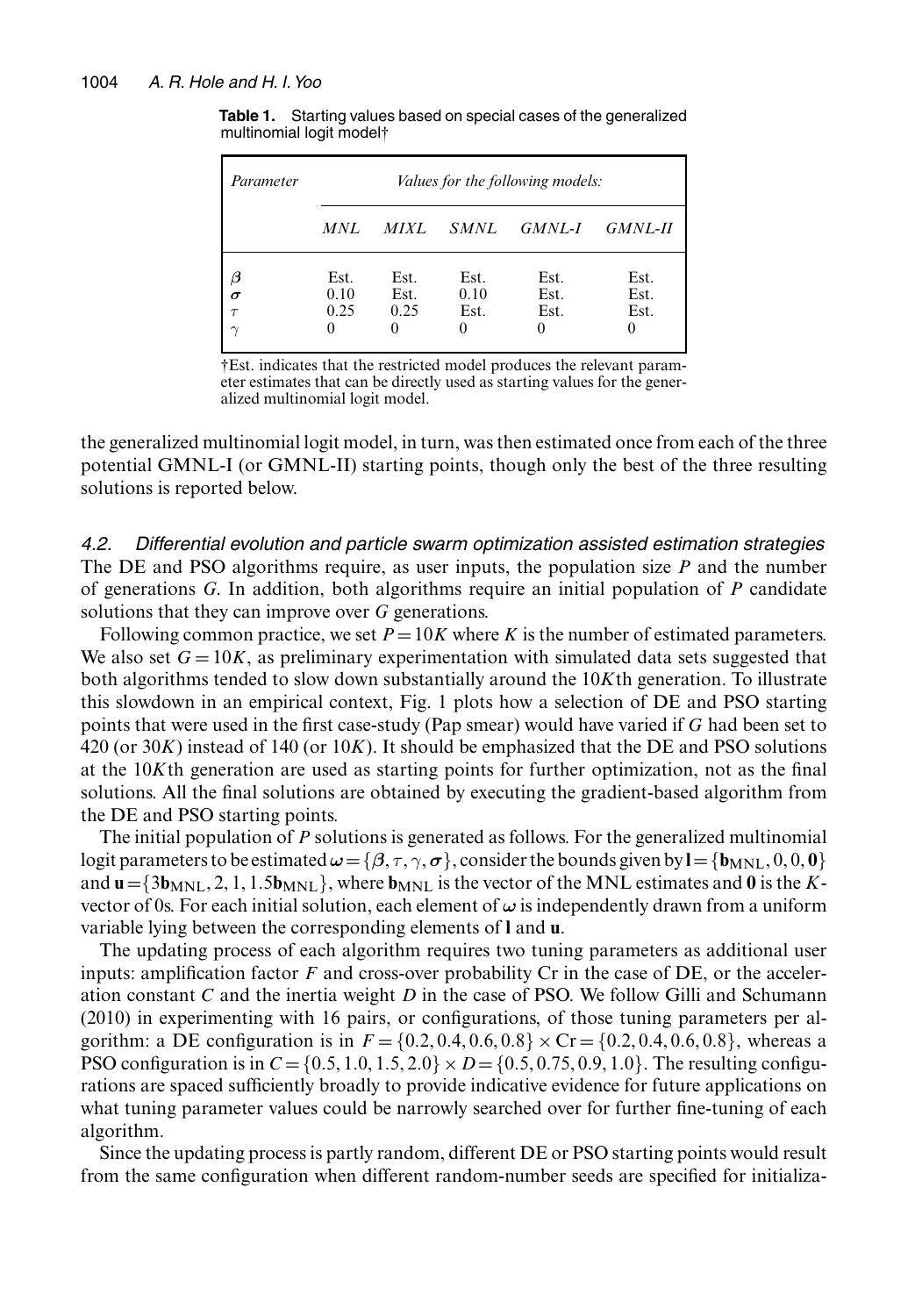**Table 1.** Starting values based on special cases of the generalized multinomial logit model†

| *Parameter* | *Values for the following models:* | | | | |
|---|---|---|---|---|---|
| | *MNL* | *MIXL* | *SMNL* | *GMNL-I* | *GMNL-II* |
| $\boldsymbol{\beta}$ | Est. | Est. | Est. | Est. | Est. |
| $\boldsymbol{\sigma}$ | 0.10 | Est. | 0.10 | Est. | Est. |
| $\tau$ | 0.25 | 0.25 | Est. | Est. | Est. |
| $\gamma$ | 0 | 0 | 0 | 0 | 0 |

†Est. indicates that the restricted model produces the relevant parameter estimates that can be directly used as starting values for the generalized multinomial logit model.

the generalized multinomial logit model, in turn, was then estimated once from each of the three potential GMNL-I (or GMNL-II) starting points, though only the best of the three resulting solutions is reported below.

### 4.2. *Differential evolution and particle swarm optimization assisted estimation strategies*

The DE and PSO algorithms require, as user inputs, the population size $P$ and the number of generations $G$. In addition, both algorithms require an initial population of $P$ candidate solutions that they can improve over $G$ generations.

Following common practice, we set $P = 10K$ where $K$ is the number of estimated parameters. We also set $G = 10K$, as preliminary experimentation with simulated data sets suggested that both algorithms tended to slow down substantially around the $10K$th generation. To illustrate this slowdown in an empirical context, Fig. 1 plots how a selection of DE and PSO starting points that were used in the first case-study (Pap smear) would have varied if $G$ had been set to 420 (or $30K$) instead of 140 (or $10K$). It should be emphasized that the DE and PSO solutions at the $10K$th generation are used as starting points for further optimization, not as the final solutions. All the final solutions are obtained by executing the gradient-based algorithm from the DE and PSO starting points.

The initial population of $P$ solutions is generated as follows. For the generalized multinomial logit parameters to be estimated $\boldsymbol{\omega} = \{\boldsymbol{\beta}, \tau, \gamma, \boldsymbol{\sigma}\}$, consider the bounds given by $\mathbf{l} = \{\mathbf{b}_{\text{MNL}}, 0, 0, \mathbf{0}\}$ and $\mathbf{u} = \{3\mathbf{b}_{\text{MNL}}, 2, 1, 1.5\mathbf{b}_{\text{MNL}}\}$, where $\mathbf{b}_{\text{MNL}}$ is the vector of the MNL estimates and $\mathbf{0}$ is the $K$-vector of 0s. For each initial solution, each element of $\boldsymbol{\omega}$ is independently drawn from a uniform variable lying between the corresponding elements of $\mathbf{l}$ and $\mathbf{u}$.

The updating process of each algorithm requires two tuning parameters as additional user inputs: amplification factor $F$ and cross-over probability Cr in the case of DE, or the acceleration constant $C$ and the inertia weight $D$ in the case of PSO. We follow Gilli and Schumann (2010) in experimenting with 16 pairs, or configurations, of those tuning parameters per algorithm: a DE configuration is in $F = \{0.2, 0.4, 0.6, 0.8\} \times \text{Cr} = \{0.2, 0.4, 0.6, 0.8\}$, whereas a PSO configuration is in $C = \{0.5, 1.0, 1.5, 2.0\} \times D = \{0.5, 0.75, 0.9, 1.0\}$. The resulting configurations are spaced sufficiently broadly to provide indicative evidence for future applications on what tuning parameter values could be narrowly searched over for further fine-tuning of each algorithm.

Since the updating process is partly random, different DE or PSO starting points would result from the same configuration when different random-number seeds are specified for initializa-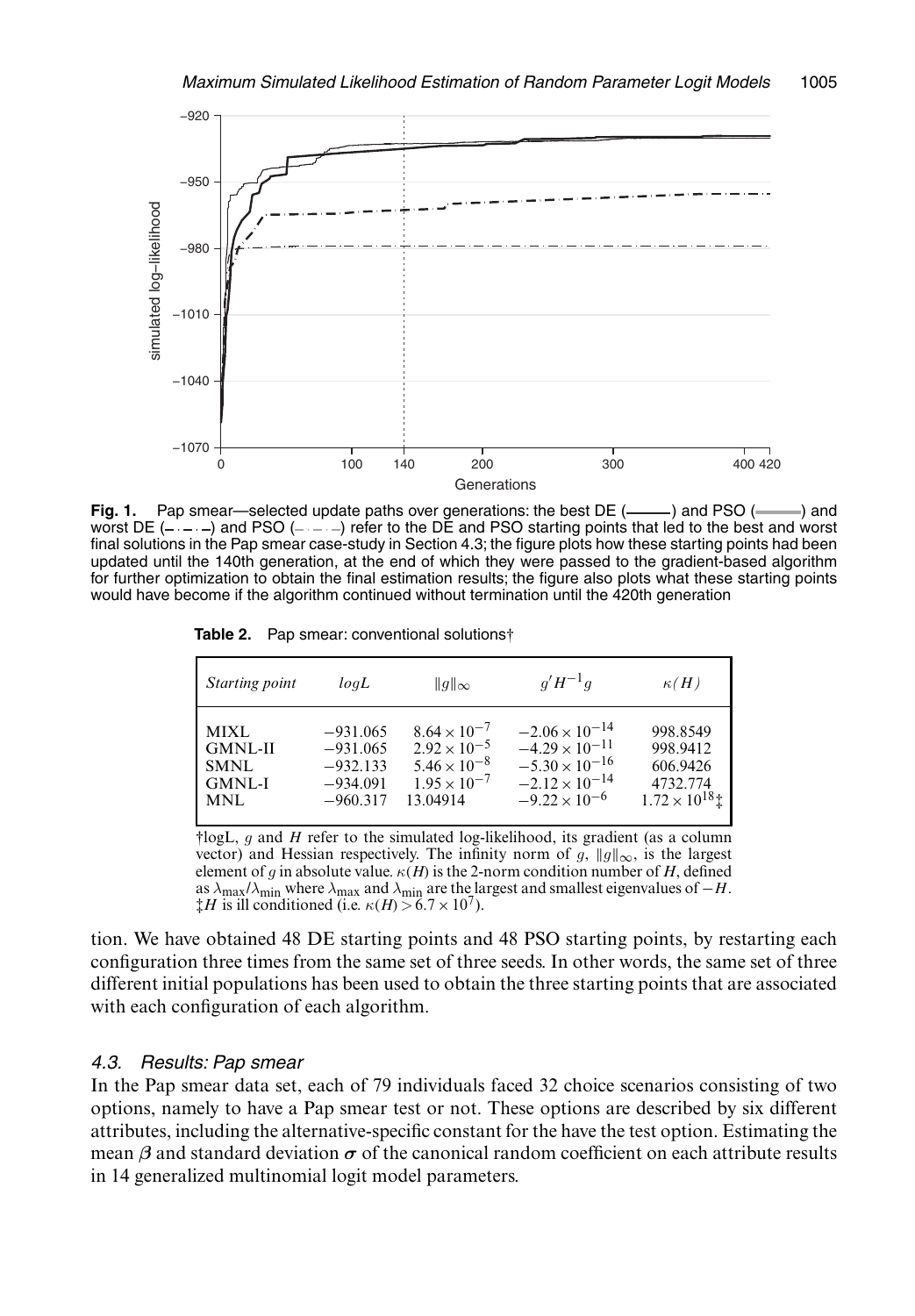Fig. 1. Pap smear—selected update paths over generations: the best DE (———) and PSO (———) and worst DE (– · – · –) and PSO (– · – · –) refer to the DE and PSO starting points that led to the best and worst final solutions in the Pap smear case-study in Section 4.3; the figure plots how these starting points had been updated until the 140th generation, at the end of which they were passed to the gradient-based algorithm for further optimization to obtain the final estimation results; the figure also plots what these starting points would have become if the algorithm continued without termination until the 420th generation

**Table 2.** Pap smear: conventional solutions†

| *Starting point* | *logL* | $\|g\|_\infty$ | $g'H^{-1}g$ | $\kappa(H)$ |
|---|---|---|---|---|
| MIXL | −931.065 | $8.64 \times 10^{-7}$ | $-2.06 \times 10^{-14}$ | 998.8549 |
| GMNL-II | −931.065 | $2.92 \times 10^{-5}$ | $-4.29 \times 10^{-11}$ | 998.9412 |
| SMNL | −932.133 | $5.46 \times 10^{-8}$ | $-5.30 \times 10^{-16}$ | 606.9426 |
| GMNL-I | −934.091 | $1.95 \times 10^{-7}$ | $-2.12 \times 10^{-14}$ | 4732.774 |
| MNL | −960.317 | 13.04914 | $-9.22 \times 10^{-6}$ | $1.72 \times 10^{18}$‡ |

†logL, $g$ and $H$ refer to the simulated log-likelihood, its gradient (as a column vector) and Hessian respectively. The infinity norm of $g$, $\|g\|_\infty$, is the largest element of $g$ in absolute value. $\kappa(H)$ is the 2-norm condition number of $H$, defined as $\lambda_{max}/\lambda_{min}$ where $\lambda_{max}$ and $\lambda_{min}$ are the largest and smallest eigenvalues of $-H$.
‡$H$ is ill conditioned (i.e. $\kappa(H) > 6.7 \times 10^7$).

tion. We have obtained 48 DE starting points and 48 PSO starting points, by restarting each configuration three times from the same set of three seeds. In other words, the same set of three different initial populations has been used to obtain the three starting points that are associated with each configuration of each algorithm.

### 4.3. Results: Pap smear

In the Pap smear data set, each of 79 individuals faced 32 choice scenarios consisting of two options, namely to have a Pap smear test or not. These options are described by six different attributes, including the alternative-specific constant for the have the test option. Estimating the mean $\boldsymbol{\beta}$ and standard deviation $\boldsymbol{\sigma}$ of the canonical random coefficient on each attribute results in 14 generalized multinomial logit model parameters.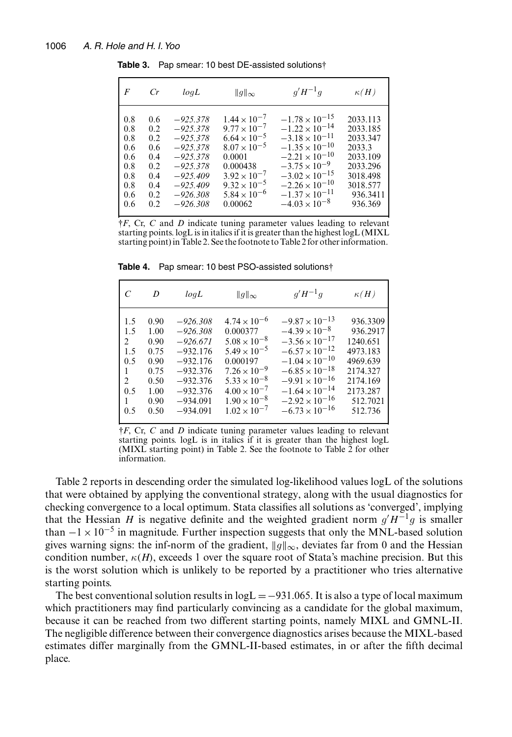**Table 3.** Pap smear: 10 best DE-assisted solutions†

| $F$ | $Cr$ | $logL$ | $\lVert g \rVert_\infty$ | $g'H^{-1}g$ | $\kappa(H)$ |
|---|---|---|---|---|---|
| 0.8 | 0.6 | *−925.378* | $1.44 \times 10^{-7}$ | $-1.78 \times 10^{-15}$ | 2033.113 |
| 0.8 | 0.2 | *−925.378* | $9.77 \times 10^{-7}$ | $-1.22 \times 10^{-14}$ | 2033.185 |
| 0.8 | 0.2 | *−925.378* | $6.64 \times 10^{-5}$ | $-3.18 \times 10^{-11}$ | 2033.347 |
| 0.6 | 0.6 | *−925.378* | $8.07 \times 10^{-5}$ | $-1.35 \times 10^{-10}$ | 2033.3 |
| 0.6 | 0.4 | *−925.378* | 0.0001 | $-2.21 \times 10^{-10}$ | 2033.109 |
| 0.8 | 0.2 | *−925.378* | 0.000438 | $-3.75 \times 10^{-9}$ | 2033.296 |
| 0.8 | 0.4 | *−925.409* | $3.92 \times 10^{-7}$ | $-3.02 \times 10^{-15}$ | 3018.498 |
| 0.8 | 0.4 | *−925.409* | $9.32 \times 10^{-5}$ | $-2.26 \times 10^{-10}$ | 3018.577 |
| 0.6 | 0.2 | *−926.308* | $5.84 \times 10^{-6}$ | $-1.37 \times 10^{-11}$ | 936.3411 |
| 0.6 | 0.2 | *−926.308* | 0.00062 | $-4.03 \times 10^{-8}$ | 936.369 |

†$F$, Cr, $C$ and $D$ indicate tuning parameter values leading to relevant starting points. logL is in italics if it is greater than the highest logL (MIXL starting point) in Table 2. See the footnote to Table 2 for other information.

**Table 4.** Pap smear: 10 best PSO-assisted solutions†

| $C$ | $D$ | $logL$ | $\lVert g \rVert_\infty$ | $g'H^{-1}g$ | $\kappa(H)$ |
|---|---|---|---|---|---|
| 1.5 | 0.90 | *−926.308* | $4.74 \times 10^{-6}$ | $-9.87 \times 10^{-13}$ | 936.3309 |
| 1.5 | 1.00 | *−926.308* | 0.000377 | $-4.39 \times 10^{-8}$ | 936.2917 |
| 2 | 0.90 | *−926.671* | $5.08 \times 10^{-8}$ | $-3.56 \times 10^{-17}$ | 1240.651 |
| 1.5 | 0.75 | −932.176 | $5.49 \times 10^{-5}$ | $-6.57 \times 10^{-12}$ | 4973.183 |
| 0.5 | 0.90 | −932.176 | 0.000197 | $-1.04 \times 10^{-10}$ | 4969.639 |
| 1 | 0.75 | −932.376 | $7.26 \times 10^{-9}$ | $-6.85 \times 10^{-18}$ | 2174.327 |
| 2 | 0.50 | −932.376 | $5.33 \times 10^{-8}$ | $-9.91 \times 10^{-16}$ | 2174.169 |
| 0.5 | 1.00 | −932.376 | $4.00 \times 10^{-7}$ | $-1.64 \times 10^{-14}$ | 2173.287 |
| 1 | 0.90 | −934.091 | $1.90 \times 10^{-8}$ | $-2.92 \times 10^{-16}$ | 512.7021 |
| 0.5 | 0.50 | −934.091 | $1.02 \times 10^{-7}$ | $-6.73 \times 10^{-16}$ | 512.736 |

†$F$, Cr, $C$ and $D$ indicate tuning parameter values leading to relevant starting points. logL is in italics if it is greater than the highest logL (MIXL starting point) in Table 2. See the footnote to Table 2 for other information.

Table 2 reports in descending order the simulated log-likelihood values logL of the solutions that were obtained by applying the conventional strategy, along with the usual diagnostics for checking convergence to a local optimum. Stata classifies all solutions as 'converged', implying that the Hessian $H$ is negative definite and the weighted gradient norm $g'H^{-1}g$ is smaller than $-1 \times 10^{-5}$ in magnitude. Further inspection suggests that only the MNL-based solution gives warning signs: the inf-norm of the gradient, $\lVert g \rVert_\infty$, deviates far from 0 and the Hessian condition number, $\kappa(H)$, exceeds 1 over the square root of Stata's machine precision. But this is the worst solution which is unlikely to be reported by a practitioner who tries alternative starting points.

The best conventional solution results in $\text{logL} = -931.065$. It is also a type of local maximum which practitioners may find particularly convincing as a candidate for the global maximum, because it can be reached from two different starting points, namely MIXL and GMNL-II. The negligible difference between their convergence diagnostics arises because the MIXL-based estimates differ marginally from the GMNL-II-based estimates, in or after the fifth decimal place.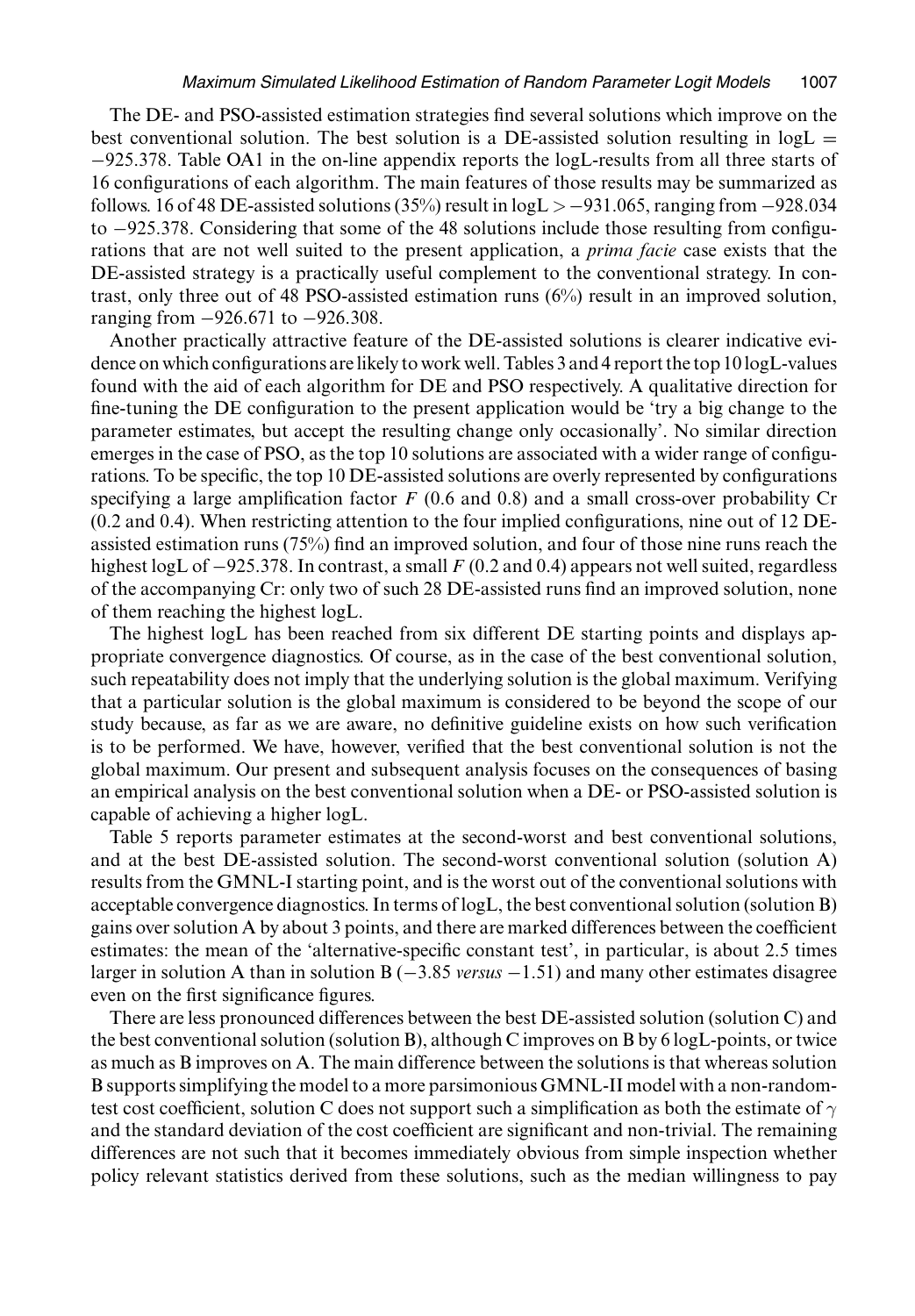The DE- and PSO-assisted estimation strategies find several solutions which improve on the best conventional solution. The best solution is a DE-assisted solution resulting in $\log L = -925.378$. Table OA1 in the on-line appendix reports the logL-results from all three starts of 16 configurations of each algorithm. The main features of those results may be summarized as follows. 16 of 48 DE-assisted solutions (35%) result in $\log L > -931.065$, ranging from $-928.034$ to $-925.378$. Considering that some of the 48 solutions include those resulting from configurations that are not well suited to the present application, a *prima facie* case exists that the DE-assisted strategy is a practically useful complement to the conventional strategy. In contrast, only three out of 48 PSO-assisted estimation runs (6%) result in an improved solution, ranging from $-926.671$ to $-926.308$.

Another practically attractive feature of the DE-assisted solutions is clearer indicative evidence on which configurations are likely to work well. Tables 3 and 4 report the top 10 logL-values found with the aid of each algorithm for DE and PSO respectively. A qualitative direction for fine-tuning the DE configuration to the present application would be 'try a big change to the parameter estimates, but accept the resulting change only occasionally'. No similar direction emerges in the case of PSO, as the top 10 solutions are associated with a wider range of configurations. To be specific, the top 10 DE-assisted solutions are overly represented by configurations specifying a large amplification factor $F$ (0.6 and 0.8) and a small cross-over probability Cr (0.2 and 0.4). When restricting attention to the four implied configurations, nine out of 12 DE-assisted estimation runs (75%) find an improved solution, and four of those nine runs reach the highest logL of $-925.378$. In contrast, a small $F$ (0.2 and 0.4) appears not well suited, regardless of the accompanying Cr: only two of such 28 DE-assisted runs find an improved solution, none of them reaching the highest logL.

The highest logL has been reached from six different DE starting points and displays appropriate convergence diagnostics. Of course, as in the case of the best conventional solution, such repeatability does not imply that the underlying solution is the global maximum. Verifying that a particular solution is the global maximum is considered to be beyond the scope of our study because, as far as we are aware, no definitive guideline exists on how such verification is to be performed. We have, however, verified that the best conventional solution is not the global maximum. Our present and subsequent analysis focuses on the consequences of basing an empirical analysis on the best conventional solution when a DE- or PSO-assisted solution is capable of achieving a higher logL.

Table 5 reports parameter estimates at the second-worst and best conventional solutions, and at the best DE-assisted solution. The second-worst conventional solution (solution A) results from the GMNL-I starting point, and is the worst out of the conventional solutions with acceptable convergence diagnostics. In terms of logL, the best conventional solution (solution B) gains over solution A by about 3 points, and there are marked differences between the coefficient estimates: the mean of the 'alternative-specific constant test', in particular, is about 2.5 times larger in solution A than in solution B ($-3.85$ *versus* $-1.51$) and many other estimates disagree even on the first significance figures.

There are less pronounced differences between the best DE-assisted solution (solution C) and the best conventional solution (solution B), although C improves on B by 6 logL-points, or twice as much as B improves on A. The main difference between the solutions is that whereas solution B supports simplifying the model to a more parsimonious GMNL-II model with a non-random-test cost coefficient, solution C does not support such a simplification as both the estimate of $\gamma$ and the standard deviation of the cost coefficient are significant and non-trivial. The remaining differences are not such that it becomes immediately obvious from simple inspection whether policy relevant statistics derived from these solutions, such as the median willingness to pay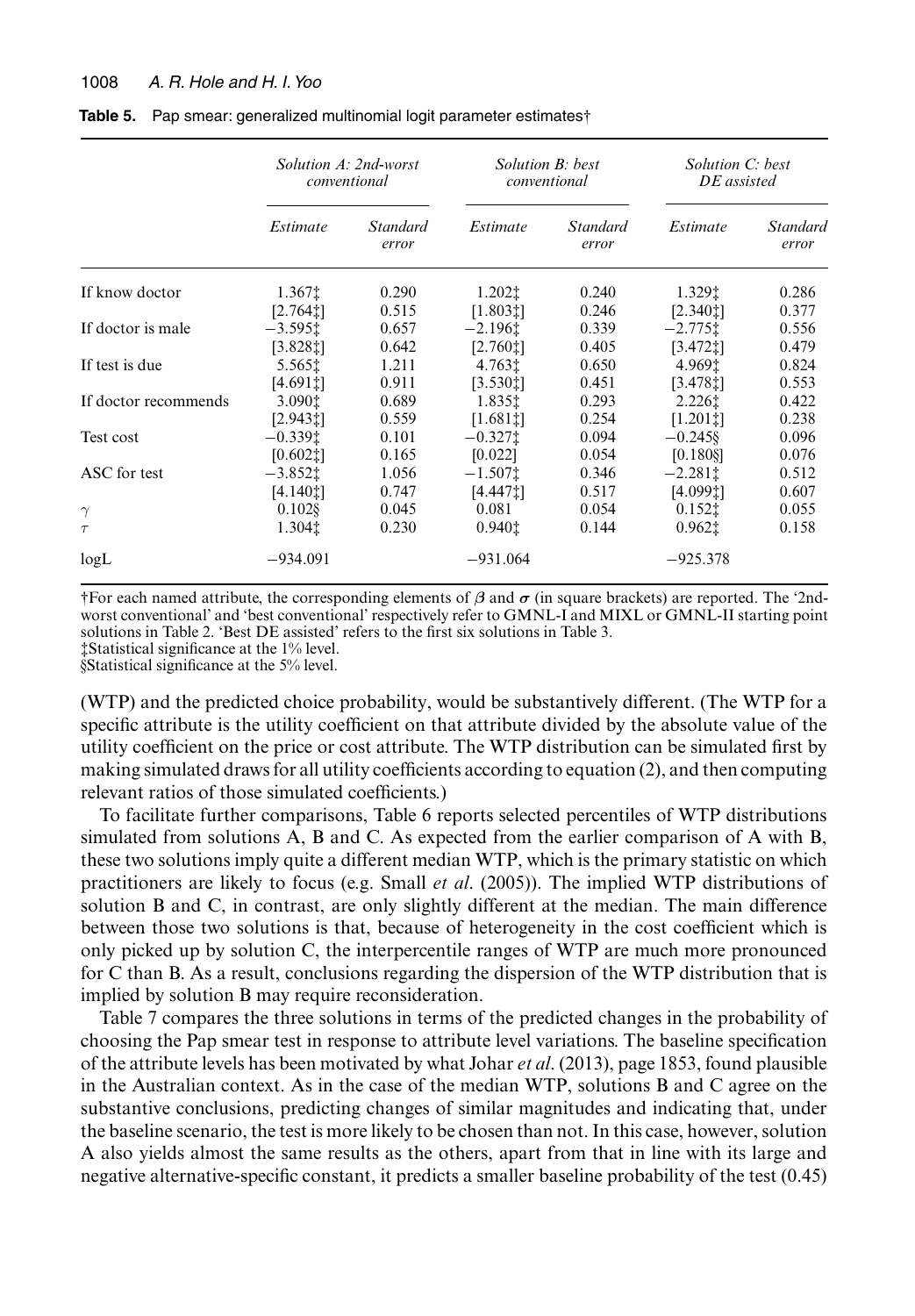**Table 5.** Pap smear: generalized multinomial logit parameter estimates†

| | *Solution A: 2nd-worst conventional* | | *Solution B: best conventional* | | *Solution C: best DE assisted* | |
|---|---|---|---|---|---|---|
| | *Estimate* | *Standard error* | *Estimate* | *Standard error* | *Estimate* | *Standard error* |
| If know doctor | 1.367‡ | 0.290 | 1.202‡ | 0.240 | 1.329‡ | 0.286 |
| | [2.764‡] | 0.515 | [1.803‡] | 0.246 | [2.340‡] | 0.377 |
| If doctor is male | −3.595‡ | 0.657 | −2.196‡ | 0.339 | −2.775‡ | 0.556 |
| | [3.828‡] | 0.642 | [2.760‡] | 0.405 | [3.472‡] | 0.479 |
| If test is due | 5.565‡ | 1.211 | 4.763‡ | 0.650 | 4.969‡ | 0.824 |
| | [4.691‡] | 0.911 | [3.530‡] | 0.451 | [3.478‡] | 0.553 |
| If doctor recommends | 3.090‡ | 0.689 | 1.835‡ | 0.293 | 2.226‡ | 0.422 |
| | [2.943‡] | 0.559 | [1.681‡] | 0.254 | [1.201‡] | 0.238 |
| Test cost | −0.339‡ | 0.101 | −0.327‡ | 0.094 | −0.245§ | 0.096 |
| | [0.602‡] | 0.165 | [0.022] | 0.054 | [0.180§] | 0.076 |
| ASC for test | −3.852‡ | 1.056 | −1.507‡ | 0.346 | −2.281‡ | 0.512 |
| | [4.140‡] | 0.747 | [4.447‡] | 0.517 | [4.099‡] | 0.607 |
| $\gamma$ | 0.102§ | 0.045 | 0.081 | 0.054 | 0.152‡ | 0.055 |
| $\tau$ | 1.304‡ | 0.230 | 0.940‡ | 0.144 | 0.962‡ | 0.158 |
| logL | −934.091 | | −931.064 | | −925.378 | |

†For each named attribute, the corresponding elements of $\boldsymbol{\beta}$ and $\boldsymbol{\sigma}$ (in square brackets) are reported. The '2nd-worst conventional' and 'best conventional' respectively refer to GMNL-I and MIXL or GMNL-II starting point solutions in Table 2. 'Best DE assisted' refers to the first six solutions in Table 3.
‡Statistical significance at the 1% level.
§Statistical significance at the 5% level.

(WTP) and the predicted choice probability, would be substantively different. (The WTP for a specific attribute is the utility coefficient on that attribute divided by the absolute value of the utility coefficient on the price or cost attribute. The WTP distribution can be simulated first by making simulated draws for all utility coefficients according to equation (2), and then computing relevant ratios of those simulated coefficients.)

To facilitate further comparisons, Table 6 reports selected percentiles of WTP distributions simulated from solutions A, B and C. As expected from the earlier comparison of A with B, these two solutions imply quite a different median WTP, which is the primary statistic on which practitioners are likely to focus (e.g. Small *et al*. (2005)). The implied WTP distributions of solution B and C, in contrast, are only slightly different at the median. The main difference between those two solutions is that, because of heterogeneity in the cost coefficient which is only picked up by solution C, the interpercentile ranges of WTP are much more pronounced for C than B. As a result, conclusions regarding the dispersion of the WTP distribution that is implied by solution B may require reconsideration.

Table 7 compares the three solutions in terms of the predicted changes in the probability of choosing the Pap smear test in response to attribute level variations. The baseline specification of the attribute levels has been motivated by what Johar *et al*. (2013), page 1853, found plausible in the Australian context. As in the case of the median WTP, solutions B and C agree on the substantive conclusions, predicting changes of similar magnitudes and indicating that, under the baseline scenario, the test is more likely to be chosen than not. In this case, however, solution A also yields almost the same results as the others, apart from that in line with its large and negative alternative-specific constant, it predicts a smaller baseline probability of the test (0.45)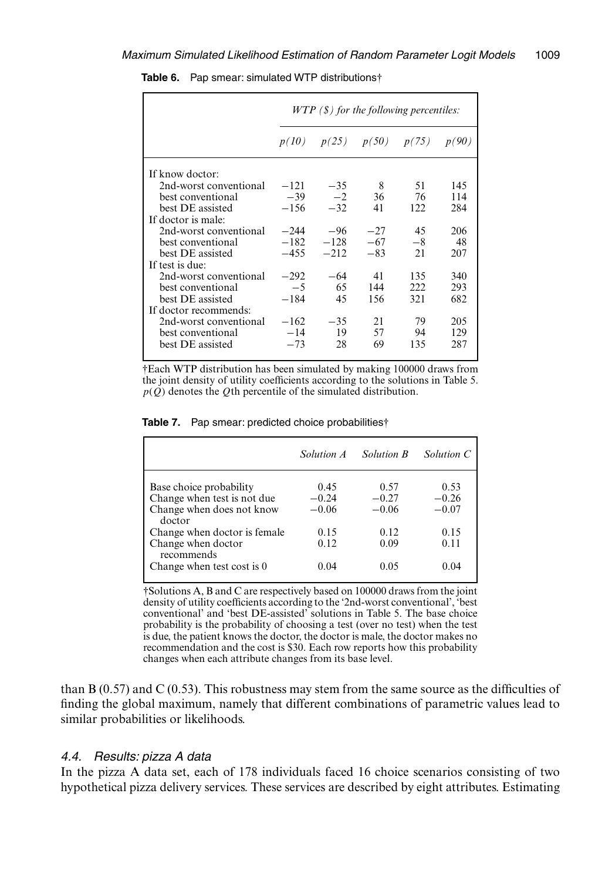**Table 6.** Pap smear: simulated WTP distributions†

| | *WTP ($) for the following percentiles:* | | | | |
|---|---|---|---|---|---|
| | *p(10)* | *p(25)* | *p(50)* | *p(75)* | *p(90)* |
| If know doctor: | | | | | |
| 2nd-worst conventional | −121 | −35 | 8 | 51 | 145 |
| best conventional | −39 | −2 | 36 | 76 | 114 |
| best DE assisted | −156 | −32 | 41 | 122 | 284 |
| If doctor is male: | | | | | |
| 2nd-worst conventional | −244 | −96 | −27 | 45 | 206 |
| best conventional | −182 | −128 | −67 | −8 | 48 |
| best DE assisted | −455 | −212 | −83 | 21 | 207 |
| If test is due: | | | | | |
| 2nd-worst conventional | −292 | −64 | 41 | 135 | 340 |
| best conventional | −5 | 65 | 144 | 222 | 293 |
| best DE assisted | −184 | 45 | 156 | 321 | 682 |
| If doctor recommends: | | | | | |
| 2nd-worst conventional | −162 | −35 | 21 | 79 | 205 |
| best conventional | −14 | 19 | 57 | 94 | 129 |
| best DE assisted | −73 | 28 | 69 | 135 | 287 |

†Each WTP distribution has been simulated by making 100000 draws from the joint density of utility coefficients according to the solutions in Table 5. $p(Q)$ denotes the $Q$th percentile of the simulated distribution.

**Table 7.** Pap smear: predicted choice probabilities†

| | *Solution A* | *Solution B* | *Solution C* |
|---|---|---|---|
| Base choice probability | 0.45 | 0.57 | 0.53 |
| Change when test is not due | −0.24 | −0.27 | −0.26 |
| Change when does not know doctor | −0.06 | −0.06 | −0.07 |
| Change when doctor is female | 0.15 | 0.12 | 0.15 |
| Change when doctor recommends | 0.12 | 0.09 | 0.11 |
| Change when test cost is 0 | 0.04 | 0.05 | 0.04 |

†Solutions A, B and C are respectively based on 100000 draws from the joint density of utility coefficients according to the '2nd-worst conventional', 'best conventional' and 'best DE-assisted' solutions in Table 5. The base choice probability is the probability of choosing a test (over no test) when the test is due, the patient knows the doctor, the doctor is male, the doctor makes no recommendation and the cost is $30. Each row reports how this probability changes when each attribute changes from its base level.

than B (0.57) and C (0.53). This robustness may stem from the same source as the difficulties of finding the global maximum, namely that different combinations of parametric values lead to similar probabilities or likelihoods.

### *4.4. Results: pizza A data*

In the pizza A data set, each of 178 individuals faced 16 choice scenarios consisting of two hypothetical pizza delivery services. These services are described by eight attributes. Estimating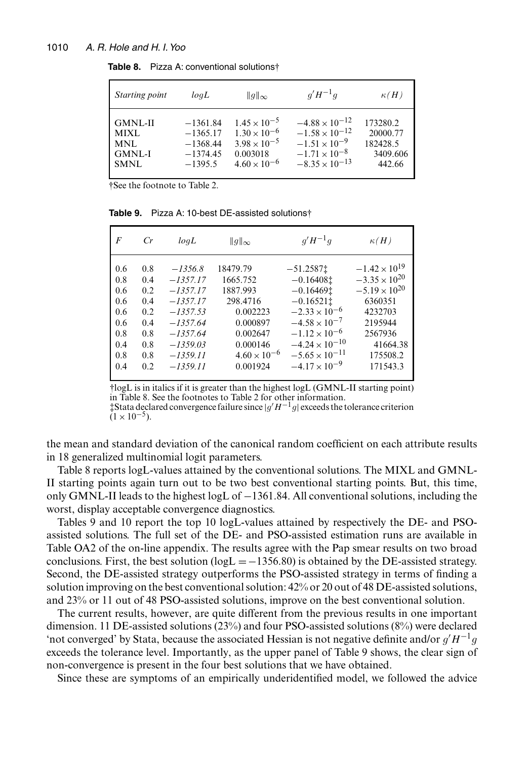**Table 8.** Pizza A: conventional solutions†

| *Starting point* | *logL* | $\|g\|_\infty$ | $g'H^{-1}g$ | $\kappa(H)$ |
|---|---|---|---|---|
| GMNL-II | −1361.84 | $1.45\times10^{-5}$ | $-4.88\times10^{-12}$ | 173280.2 |
| MIXL | −1365.17 | $1.30\times10^{-6}$ | $-1.58\times10^{-12}$ | 20000.77 |
| MNL | −1368.44 | $3.98\times10^{-5}$ | $-1.51\times10^{-9}$ | 182428.5 |
| GMNL-I | −1374.45 | 0.003018 | $-1.71\times10^{-8}$ | 3409.606 |
| SMNL | −1395.5 | $4.60\times10^{-6}$ | $-8.35\times10^{-13}$ | 442.66 |

†See the footnote to Table 2.

**Table 9.** Pizza A: 10-best DE-assisted solutions†

| *F* | *Cr* | *logL* | $\|g\|_\infty$ | $g'H^{-1}g$ | $\kappa(H)$ |
|---|---|---|---|---|---|
| 0.6 | 0.8 | *−1356.8* | 18479.79 | −51.2587‡ | $-1.42\times10^{19}$ |
| 0.8 | 0.4 | *−1357.17* | 1665.752 | −0.16408‡ | $-3.35\times10^{20}$ |
| 0.6 | 0.2 | *−1357.17* | 1887.993 | −0.16469‡ | $-5.19\times10^{20}$ |
| 0.6 | 0.4 | *−1357.17* | 298.4716 | −0.16521‡ | 6360351 |
| 0.6 | 0.2 | *−1357.53* | 0.002223 | $-2.33\times10^{-6}$ | 4232703 |
| 0.6 | 0.4 | *−1357.64* | 0.000897 | $-4.58\times10^{-7}$ | 2195944 |
| 0.8 | 0.8 | *−1357.64* | 0.002647 | $-1.12\times10^{-6}$ | 2567936 |
| 0.4 | 0.8 | *−1359.03* | 0.000146 | $-4.24\times10^{-10}$ | 41664.38 |
| 0.8 | 0.8 | *−1359.11* | $4.60\times10^{-6}$ | $-5.65\times10^{-11}$ | 175508.2 |
| 0.4 | 0.2 | *−1359.11* | 0.001924 | $-4.17\times10^{-9}$ | 171543.3 |

†logL is in italics if it is greater than the highest logL (GMNL-II starting point) in Table 8. See the footnotes to Table 2 for other information.
‡Stata declared convergence failure since $|g'H^{-1}g|$ exceeds the tolerance criterion $(1\times10^{-5})$.

the mean and standard deviation of the canonical random coefficient on each attribute results in 18 generalized multinomial logit parameters.

Table 8 reports logL-values attained by the conventional solutions. The MIXL and GMNL-II starting points again turn out to be two best conventional starting points. But, this time, only GMNL-II leads to the highest logL of −1361.84. All conventional solutions, including the worst, display acceptable convergence diagnostics.

Tables 9 and 10 report the top 10 logL-values attained by respectively the DE- and PSO-assisted solutions. The full set of the DE- and PSO-assisted estimation runs are available in Table OA2 of the on-line appendix. The results agree with the Pap smear results on two broad conclusions. First, the best solution (logL = −1356.80) is obtained by the DE-assisted strategy. Second, the DE-assisted strategy outperforms the PSO-assisted strategy in terms of finding a solution improving on the best conventional solution: 42% or 20 out of 48 DE-assisted solutions, and 23% or 11 out of 48 PSO-assisted solutions, improve on the best conventional solution.

The current results, however, are quite different from the previous results in one important dimension. 11 DE-assisted solutions (23%) and four PSO-assisted solutions (8%) were declared 'not converged' by Stata, because the associated Hessian is not negative definite and/or $g'H^{-1}g$ exceeds the tolerance level. Importantly, as the upper panel of Table 9 shows, the clear sign of non-convergence is present in the four best solutions that we have obtained.

Since these are symptoms of an empirically underidentified model, we followed the advice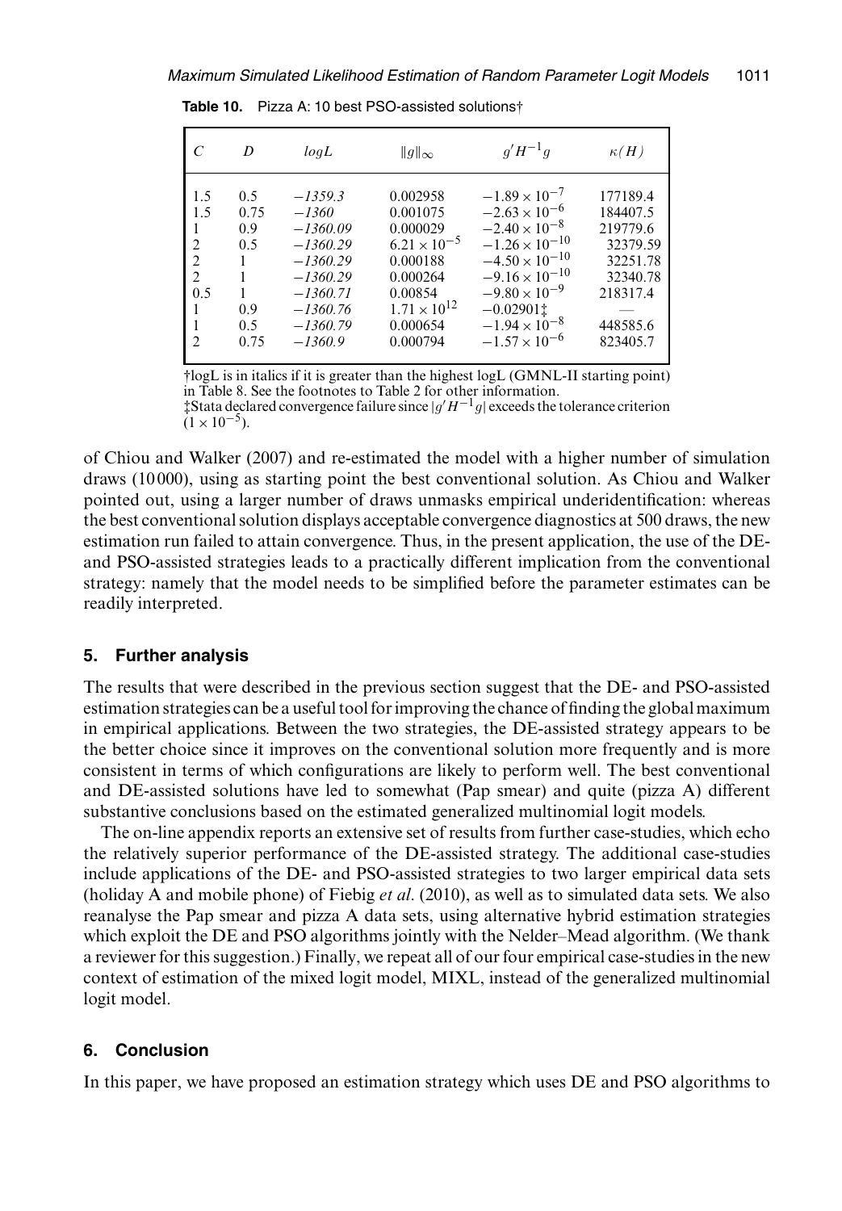**Table 10.** Pizza A: 10 best PSO-assisted solutions†

| $C$ | $D$ | $logL$ | $\|g\|_\infty$ | $g'H^{-1}g$ | $\kappa(H)$ |
|---|---|---|---|---|---|
| 1.5 | 0.5 | *−1359.3* | 0.002958 | $-1.89 \times 10^{-7}$ | 177189.4 |
| 1.5 | 0.75 | *−1360* | 0.001075 | $-2.63 \times 10^{-6}$ | 184407.5 |
| 1 | 0.9 | *−1360.09* | 0.000029 | $-2.40 \times 10^{-8}$ | 219779.6 |
| 2 | 0.5 | *−1360.29* | $6.21 \times 10^{-5}$ | $-1.26 \times 10^{-10}$ | 32379.59 |
| 2 | 1 | *−1360.29* | 0.000188 | $-4.50 \times 10^{-10}$ | 32251.78 |
| 2 | 1 | *−1360.29* | 0.000264 | $-9.16 \times 10^{-10}$ | 32340.78 |
| 0.5 | 1 | *−1360.71* | 0.00854 | $-9.80 \times 10^{-9}$ | 218317.4 |
| 1 | 0.9 | *−1360.76* | $1.71 \times 10^{12}$ | −0.02901‡ | — |
| 1 | 0.5 | *−1360.79* | 0.000654 | $-1.94 \times 10^{-8}$ | 448585.6 |
| 2 | 0.75 | *−1360.9* | 0.000794 | $-1.57 \times 10^{-6}$ | 823405.7 |

†logL is in italics if it is greater than the highest logL (GMNL-II starting point) in Table 8. See the footnotes to Table 2 for other information.
‡Stata declared convergence failure since $|g'H^{-1}g|$ exceeds the tolerance criterion $(1 \times 10^{-5})$.

of Chiou and Walker (2007) and re-estimated the model with a higher number of simulation draws (10 000), using as starting point the best conventional solution. As Chiou and Walker pointed out, using a larger number of draws unmasks empirical underidentification: whereas the best conventional solution displays acceptable convergence diagnostics at 500 draws, the new estimation run failed to attain convergence. Thus, in the present application, the use of the DE- and PSO-assisted strategies leads to a practically different implication from the conventional strategy: namely that the model needs to be simplified before the parameter estimates can be readily interpreted.

## 5. Further analysis

The results that were described in the previous section suggest that the DE- and PSO-assisted estimation strategies can be a useful tool for improving the chance of finding the global maximum in empirical applications. Between the two strategies, the DE-assisted strategy appears to be the better choice since it improves on the conventional solution more frequently and is more consistent in terms of which configurations are likely to perform well. The best conventional and DE-assisted solutions have led to somewhat (Pap smear) and quite (pizza A) different substantive conclusions based on the estimated generalized multinomial logit models.

The on-line appendix reports an extensive set of results from further case-studies, which echo the relatively superior performance of the DE-assisted strategy. The additional case-studies include applications of the DE- and PSO-assisted strategies to two larger empirical data sets (holiday A and mobile phone) of Fiebig *et al*. (2010), as well as to simulated data sets. We also reanalyse the Pap smear and pizza A data sets, using alternative hybrid estimation strategies which exploit the DE and PSO algorithms jointly with the Nelder–Mead algorithm. (We thank a reviewer for this suggestion.) Finally, we repeat all of our four empirical case-studies in the new context of estimation of the mixed logit model, MIXL, instead of the generalized multinomial logit model.

## 6. Conclusion

In this paper, we have proposed an estimation strategy which uses DE and PSO algorithms to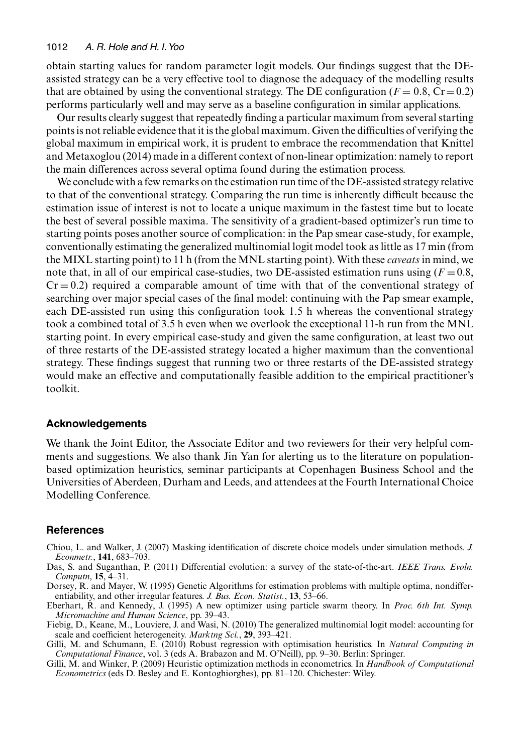obtain starting values for random parameter logit models. Our findings suggest that the DE-assisted strategy can be a very effective tool to diagnose the adequacy of the modelling results that are obtained by using the conventional strategy. The DE configuration ($F = 0.8$, $\mathrm{Cr} = 0.2$) performs particularly well and may serve as a baseline configuration in similar applications.

Our results clearly suggest that repeatedly finding a particular maximum from several starting points is not reliable evidence that it is the global maximum. Given the difficulties of verifying the global maximum in empirical work, it is prudent to embrace the recommendation that Knittel and Metaxoglou (2014) made in a different context of non-linear optimization: namely to report the main differences across several optima found during the estimation process.

We conclude with a few remarks on the estimation run time of the DE-assisted strategy relative to that of the conventional strategy. Comparing the run time is inherently difficult because the estimation issue of interest is not to locate a unique maximum in the fastest time but to locate the best of several possible maxima. The sensitivity of a gradient-based optimizer's run time to starting points poses another source of complication: in the Pap smear case-study, for example, conventionally estimating the generalized multinomial logit model took as little as 17 min (from the MIXL starting point) to 11 h (from the MNL starting point). With these *caveats* in mind, we note that, in all of our empirical case-studies, two DE-assisted estimation runs using ($F = 0.8$, $\mathrm{Cr} = 0.2$) required a comparable amount of time with that of the conventional strategy of searching over major special cases of the final model: continuing with the Pap smear example, each DE-assisted run using this configuration took 1.5 h whereas the conventional strategy took a combined total of 3.5 h even when we overlook the exceptional 11-h run from the MNL starting point. In every empirical case-study and given the same configuration, at least two out of three restarts of the DE-assisted strategy located a higher maximum than the conventional strategy. These findings suggest that running two or three restarts of the DE-assisted strategy would make an effective and computationally feasible addition to the empirical practitioner's toolkit.

## Acknowledgements

We thank the Joint Editor, the Associate Editor and two reviewers for their very helpful comments and suggestions. We also thank Jin Yan for alerting us to the literature on population-based optimization heuristics, seminar participants at Copenhagen Business School and the Universities of Aberdeen, Durham and Leeds, and attendees at the Fourth International Choice Modelling Conference.

## References

Chiou, L. and Walker, J. (2007) Masking identification of discrete choice models under simulation methods. *J. Econmetr.*, **141**, 683–703.

Das, S. and Suganthan, P. (2011) Differential evolution: a survey of the state-of-the-art. *IEEE Trans. Evoln. Computn*, **15**, 4–31.

Dorsey, R. and Mayer, W. (1995) Genetic Algorithms for estimation problems with multiple optima, nondifferentiability, and other irregular features. *J. Bus. Econ. Statist.*, **13**, 53–66.

Eberhart, R. and Kennedy, J. (1995) A new optimizer using particle swarm theory. In *Proc. 6th Int. Symp. Micromachine and Human Science*, pp. 39–43.

Fiebig, D., Keane, M., Louviere, J. and Wasi, N. (2010) The generalized multinomial logit model: accounting for scale and coefficient heterogeneity. *Marktng Sci.*, **29**, 393–421.

Gilli, M. and Schumann, E. (2010) Robust regression with optimisation heuristics. In *Natural Computing in Computational Finance*, vol. 3 (eds A. Brabazon and M. O'Neill), pp. 9–30. Berlin: Springer.

Gilli, M. and Winker, P. (2009) Heuristic optimization methods in econometrics. In *Handbook of Computational Econometrics* (eds D. Besley and E. Kontoghiorghes), pp. 81–120. Chichester: Wiley.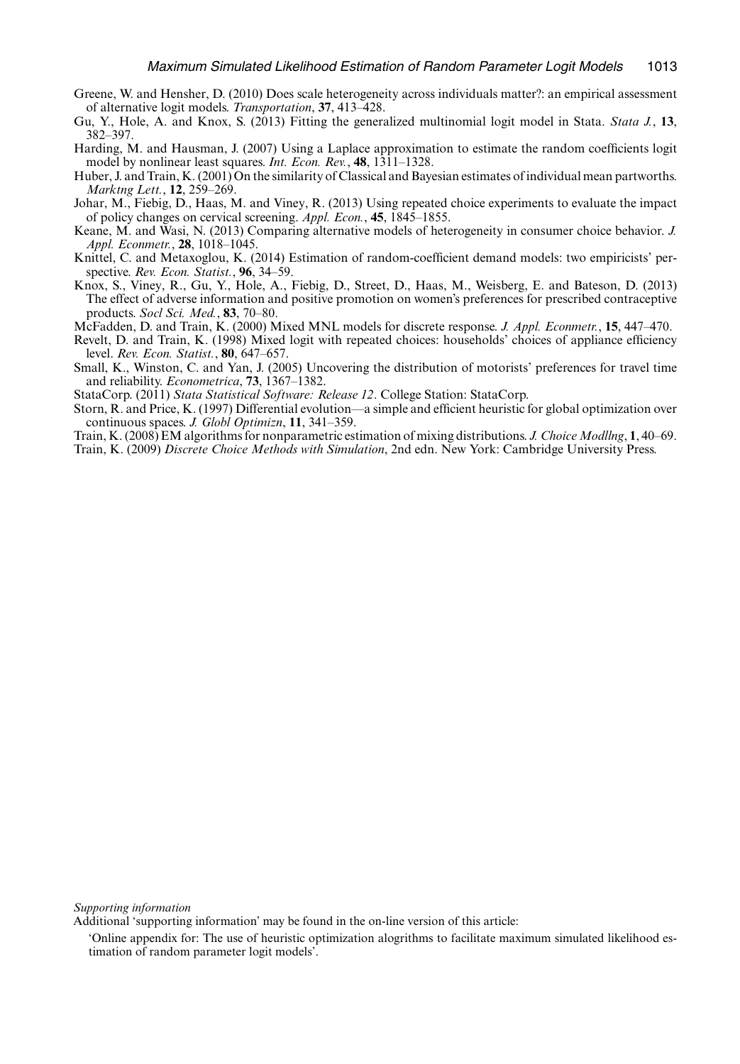Greene, W. and Hensher, D. (2010) Does scale heterogeneity across individuals matter?: an empirical assessment of alternative logit models. *Transportation*, **37**, 413–428.

Gu, Y., Hole, A. and Knox, S. (2013) Fitting the generalized multinomial logit model in Stata. *Stata J.*, **13**, 382–397.

Harding, M. and Hausman, J. (2007) Using a Laplace approximation to estimate the random coefficients logit model by nonlinear least squares. *Int. Econ. Rev.*, **48**, 1311–1328.

Huber, J. and Train, K. (2001) On the similarity of Classical and Bayesian estimates of individual mean partworths. *Marktng Lett.*, **12**, 259–269.

Johar, M., Fiebig, D., Haas, M. and Viney, R. (2013) Using repeated choice experiments to evaluate the impact of policy changes on cervical screening. *Appl. Econ.*, **45**, 1845–1855.

Keane, M. and Wasi, N. (2013) Comparing alternative models of heterogeneity in consumer choice behavior. *J. Appl. Econmetr.*, **28**, 1018–1045.

Knittel, C. and Metaxoglou, K. (2014) Estimation of random-coefficient demand models: two empiricists' perspective. *Rev. Econ. Statist.*, **96**, 34–59.

Knox, S., Viney, R., Gu, Y., Hole, A., Fiebig, D., Street, D., Haas, M., Weisberg, E. and Bateson, D. (2013) The effect of adverse information and positive promotion on women's preferences for prescribed contraceptive products. *Socl Sci. Med.*, **83**, 70–80.

McFadden, D. and Train, K. (2000) Mixed MNL models for discrete response. *J. Appl. Econmetr.*, **15**, 447–470.

Revelt, D. and Train, K. (1998) Mixed logit with repeated choices: households' choices of appliance efficiency level. *Rev. Econ. Statist.*, **80**, 647–657.

Small, K., Winston, C. and Yan, J. (2005) Uncovering the distribution of motorists' preferences for travel time and reliability. *Econometrica*, **73**, 1367–1382.

StataCorp. (2011) *Stata Statistical Software: Release 12*. College Station: StataCorp.

Storn, R. and Price, K. (1997) Differential evolution—a simple and efficient heuristic for global optimization over continuous spaces. *J. Globl Optimizn*, **11**, 341–359.

Train, K. (2008) EM algorithms for nonparametric estimation of mixing distributions. *J. Choice Modllng*, **1**, 40–69.

Train, K. (2009) *Discrete Choice Methods with Simulation*, 2nd edn. New York: Cambridge University Press.

*Supporting information*

Additional 'supporting information' may be found in the on-line version of this article:

'Online appendix for: The use of heuristic optimization alogrithms to facilitate maximum simulated likelihood estimation of random parameter logit models'.